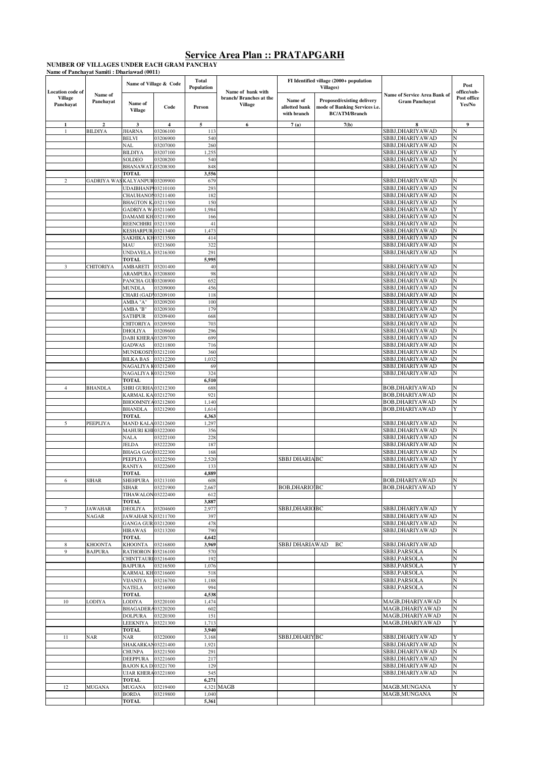# Service Area Plan :: PRATAPGARH

**NUMBER OF VILLAGES UNDER EACH GRAM PANCHAY**

**Name of Panchayat Samiti : Dhariawad (0011)**

| Location code of Village Panchayat | Name of Panchayat | Name of Village & Code | | Total Population | Name of bank with branch/ Branches at the Village | FI Identified village (2000+ population Villages) | | Name of Service Area Bank of Gram Panchayat | Post office/sub-Post office Yes/No |
|---|---|---|---|---|---|---|---|---|---|
| | | Name of Village | Code | Person | | Name of allotted bank with branch | Proposed/existing delivery mode of Banking Services i.e. BC/ATM/Branch | | |
| 1 | 2 | 3 | 4 | 5 | 6 | 7 (a) | 7(b) | 8 | 9 |
| 1 | BILDIYA | JHARNA | 03206100 | 113 | | | | SBBJ,DHARIYAWAD | N |
| | | BELVI | 03206900 | 540 | | | | SBBJ,DHARIYAWAD | N |
| | | NAL | 03207000 | 260 | | | | SBBJ,DHARIYAWAD | N |
| | | BILDIYA | 03207100 | 1,255 | | | | SBBJ,DHARIYAWAD | Y |
| | | SOLDEO | 03208200 | 540 | | | | SBBJ,DHARIYAWAD | N |
| | | BHANAWAT. | 03208300 | 848 | | | | SBBJ,DHARIYAWAD | N |
| | | TOTAL | | 3,556 | | | | | |
| 2 | GADRIYA WAS | KALYANPUR | 03209900 | 679 | | | | SBBJ,DHARIYAWAD | N |
| | | UDAIBHANP | 03210100 | 293 | | | | SBBJ,DHARIYAWAD | N |
| | | CHAUHANON | 03211400 | 182 | | | | SBBJ,DHARIYAWAD | N |
| | | BHAGTON K. | 03211500 | 150 | | | | SBBJ,DHARIYAWAD | N |
| | | GADRIYA W. | 03211600 | 1,984 | | | | SBBJ,DHARIYAWAD | Y |
| | | DAMAMI KH | 03211900 | 166 | | | | SBBJ,DHARIYAWAD | N |
| | | REENCHHRI | 03213300 | 41 | | | | SBBJ,DHARIYAWAD | N |
| | | KESHARPUR. | 03213400 | 1,473 | | | | SBBJ,DHARIYAWAD | N |
| | | SAKHIKA KH | 03213500 | 414 | | | | SBBJ,DHARIYAWAD | N |
| | | MAU | 03213600 | 322 | | | | SBBJ,DHARIYAWAD | N |
| | | UNDAVELA | 03216300 | 291 | | | | SBBJ,DHARIYAWAD | N |
| | | TOTAL | | 5,995 | | | | | |
| 3 | CHITORIYA | AMBARETI | 03201400 | 40 | | | | SBBJ,DHARIYAWAD | N |
| | | ARAMPURA | 03208800 | 98 | | | | SBBJ,DHARIYAWAD | N |
| | | PANCHA GU | 03208900 | 652 | | | | SBBJ,DHARIYAWAD | N |
| | | MUNDLA | 03209000 | 456 | | | | SBBJ,DHARIYAWAD | N |
| | | CHARI (GAD | 03209100 | 118 | | | | SBBJ,DHARIYAWAD | N |
| | | AMBA "A" | 03209200 | 100 | | | | SBBJ,DHARIYAWAD | N |
| | | AMBA "B" | 03209300 | 179 | | | | SBBJ,DHARIYAWAD | N |
| | | SATHPUR | 03209400 | 668 | | | | SBBJ,DHARIYAWAD | N |
| | | CHITORIYA | 03209500 | 703 | | | | SBBJ,DHARIYAWAD | N |
| | | DHOLIYA | 03209600 | 296 | | | | SBBJ,DHARIYAWAD | N |
| | | DABI KHERA | 03209700 | 699 | | | | SBBJ,DHARIYAWAD | N |
| | | GADWAS | 03211800 | 716 | | | | SBBJ,DHARIYAWAD | N |
| | | MUNDKOSIY | 03212100 | 360 | | | | SBBJ,DHARIYAWAD | N |
| | | BILKA BAS | 03212200 | 1,032 | | | | SBBJ,DHARIYAWAD | N |
| | | NAGALIYA K | 03212400 | 69 | | | | SBBJ,DHARIYAWAD | N |
| | | NAGALIYA K | 03212500 | 324 | | | | SBBJ,DHARIYAWAD | N |
| | | TOTAL | | 6,510 | | | | | |
| 4 | BHANDLA | SHRI GURHA | 03212300 | 688 | | | | BOB,DHARIYAWAD | N |
| | | KARMAL KA | 03212700 | 921 | | | | BOB,DHARIYAWAD | N |
| | | BHOOMNIYA | 03212800 | 1,140 | | | | BOB,DHARIYAWAD | N |
| | | BHANDLA | 03212900 | 1,614 | | | | BOB,DHARIYAWAD | Y |
| | | TOTAL | | 4,363 | | | | | |
| 5 | PEEPLIYA | MAND KALA | 03212600 | 1,297 | | | | SBBJ,DHARIYAWAD | N |
| | | MAHURI KHE | 03222000 | 356 | | | | SBBJ,DHARIYAWAD | N |
| | | NALA | 03222100 | 228 | | | | SBBJ,DHARIYAWAD | N |
| | | JELDA | 03222200 | 187 | | | | SBBJ,DHARIYAWAD | N |
| | | BHAGA GAO | 03222300 | 168 | | | | SBBJ,DHARIYAWAD | N |
| | | PEEPLIYA | 03222500 | 2,520 | | SBBJ DHARIA | BC | SBBJ,DHARIYAWAD | Y |
| | | RANIYA | 03222600 | 133 | | | | SBBJ,DHARIYAWAD | N |
| | | TOTAL | | 4,889 | | | | | |
| 6 | SIHAR | SHEHPURA | 03213100 | 608 | | | | BOB,DHARIYAWAD | N |
| | | SIHAR | 03221900 | 2,667 | | BOB,DHARIO | BC | BOB,DHARIYAWAD | Y |
| | | TIHAWALON | 03222400 | 612 | | | | | |
| | | TOTAL | | 3,887 | | | | | |
| 7 | JAWAHAR NAGAR | DEOLIYA | 03204600 | 2,977 | | SBBJ,DHARIO | BC | SBBJ,DHARIYAWAD | Y |
| | | JAWAHAR N. | 03211700 | 397 | | | | SBBJ,DHARIYAWAD | N |
| | | GANGA GUR | 03212000 | 478 | | | | SBBJ,DHARIYAWAD | N |
| | | HIRAWAS | 03213200 | 790 | | | | SBBJ,DHARIYAWAD | N |
| | | TOTAL | | 4,642 | | | | | |
| 8 | KHOONTA | KHOONTA | 03216800 | 3,969 | | SBBJ DHARIAWAD | BC | SBBJ,DHARIYAWAD | |
| 9 | BAJPURA | RATHORON | 03216100 | 570 | | | | SBBJ,PARSOLA | N |
| | | CHINTTAURI | 03216400 | 192 | | | | SBBJ,PARSOLA | N |
| | | BAJPURA | 03216500 | 1,076 | | | | SBBJ,PARSOLA | Y |
| | | KARMAL KH | 03216600 | 518 | | | | SBBJ,PARSOLA | N |
| | | VIJANIYA | 03216700 | 1,188 | | | | SBBJ,PARSOLA | N |
| | | NATELA | 03216900 | 994 | | | | SBBJ,PARSOLA | N |
| | | TOTAL | | 4,538 | | | | | |
| 10 | LODIYA | LODIYA | 03220100 | 1,474 | | | | MAGB,DHARIYAWAD | N |
| | | BHAGADERA | 03220200 | 602 | | | | MAGB,DHARIYAWAD | N |
| | | DOLPURA | 03220300 | 151 | | | | MAGB,DHARIYAWAD | N |
| | | LEEKNIYA | 03221300 | 1,713 | | | | MAGB,DHARIYAWAD | Y |
| | | TOTAL | | 3,940 | | | | | |
| 11 | NAR | NAR | 03220000 | 3,168 | | SBBJ,DHARIY | BC | SBBJ,DHARIYAWAD | Y |
| | | SHAKARKAN | 03221400 | 1,921 | | | | SBBJ,DHARIYAWAD | N |
| | | CHUNPA | 03221500 | 291 | | | | SBBJ,DHARIYAWAD | N |
| | | DEEPPURA | 03221600 | 217 | | | | SBBJ,DHARIYAWAD | N |
| | | BAJON KA D | 03221700 | 129 | | | | SBBJ,DHARIYAWAD | N |
| | | UJAR KHERA | 03221800 | 545 | | | | SBBJ,DHARIYAWAD | N |
| | | TOTAL | | 6,271 | | | | | |
| 12 | MUGANA | MUGANA | 03219400 | 4,321 | MAGB | | | MAGB,MUNGANA | Y |
| | | BORDA | 03219800 | 1,040 | | | | MAGB,MUNGANA | N |
| | | TOTAL | | 5,361 | | | | | |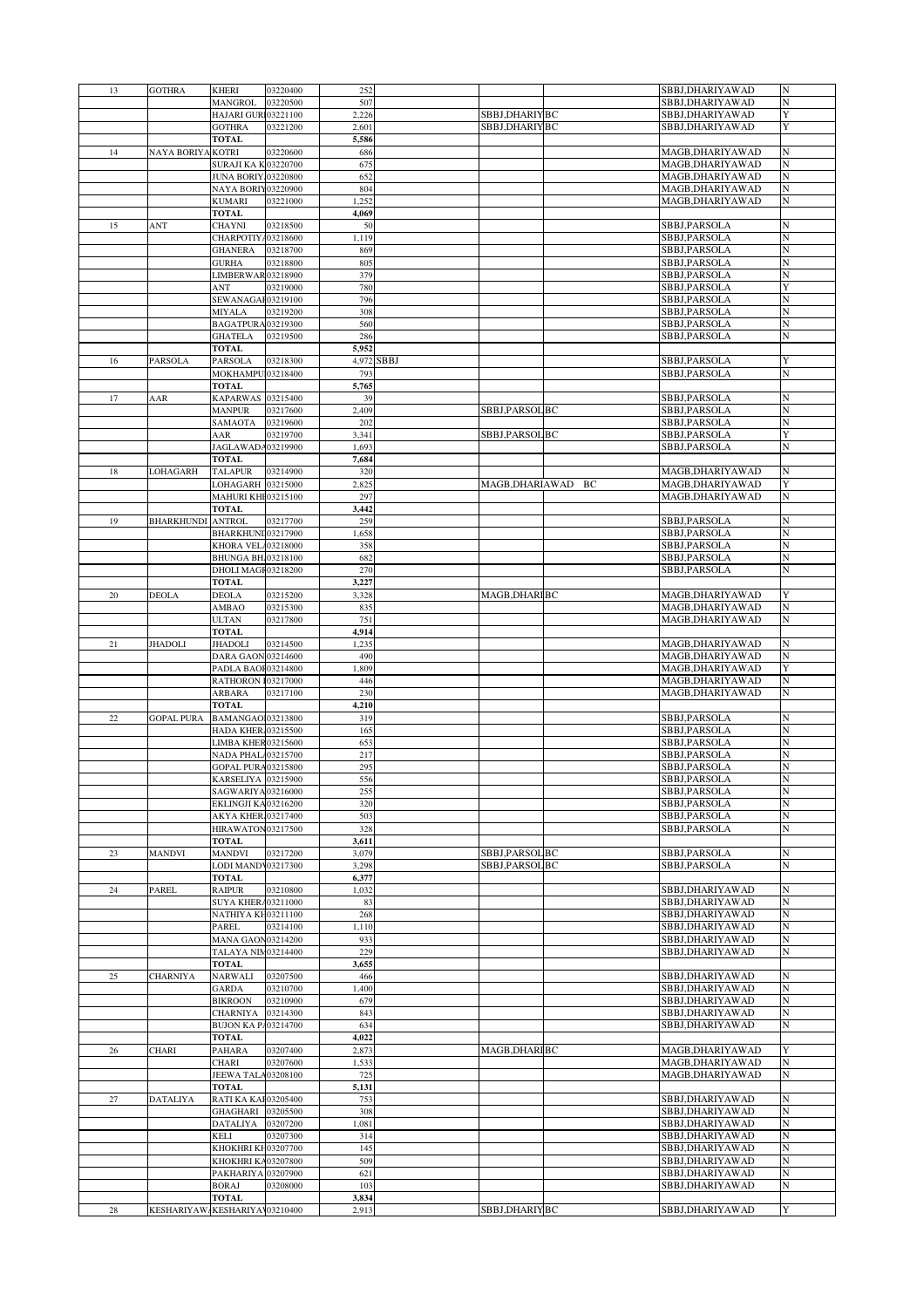| | | | | | | | | | |
|---|---|---|---|---|---|---|---|---|---|
| 13 | GOTHRA | KHERI | 03220400 | 252 | | | | SBBJ,DHARIYAWAD | N |
| | | MANGROL | 03220500 | 507 | | | | SBBJ,DHARIYAWAD | N |
| | | HAJARI GURI | 03221100 | 2,226 | | SBBJ,DHARIY | BC | SBBJ,DHARIYAWAD | Y |
| | | GOTHRA | 03221200 | 2,601 | | SBBJ,DHARIY | BC | SBBJ,DHARIYAWAD | Y |
| | | TOTAL | | 5,586 | | | | | |
| 14 | NAYA BORIYA | KOTRI | 03220600 | 686 | | | | MAGB,DHARIYAWAD | N |
| | | SURAJI KA K | 03220700 | 675 | | | | MAGB,DHARIYAWAD | N |
| | | JUNA BORIY | 03220800 | 652 | | | | MAGB,DHARIYAWAD | N |
| | | NAYA BORIY | 03220900 | 804 | | | | MAGB,DHARIYAWAD | N |
| | | KUMARI | 03221000 | 1,252 | | | | MAGB,DHARIYAWAD | N |
| | | TOTAL | | 4,069 | | | | | |
| 15 | ANT | CHAYNI | 03218500 | 50 | | | | SBBJ,PARSOLA | N |
| | | CHARPOTIY | 03218600 | 1,119 | | | | SBBJ,PARSOLA | N |
| | | GHANERA | 03218700 | 869 | | | | SBBJ,PARSOLA | N |
| | | GURHA | 03218800 | 805 | | | | SBBJ,PARSOLA | N |
| | | LIMBERWAR | 03218900 | 379 | | | | SBBJ,PARSOLA | N |
| | | ANT | 03219000 | 780 | | | | SBBJ,PARSOLA | Y |
| | | SEWANAGAI | 03219100 | 796 | | | | SBBJ,PARSOLA | N |
| | | MIYALA | 03219200 | 308 | | | | SBBJ,PARSOLA | N |
| | | BAGATPURA | 03219300 | 560 | | | | SBBJ,PARSOLA | N |
| | | GHATELA | 03219500 | 286 | | | | SBBJ,PARSOLA | N |
| | | TOTAL | | 5,952 | | | | | |
| 16 | PARSOLA | PARSOLA | 03218300 | 4,972 | SBBJ | | | SBBJ,PARSOLA | Y |
| | | MOKHAMPU | 03218400 | 793 | | | | SBBJ,PARSOLA | N |
| | | TOTAL | | 5,765 | | | | | |
| 17 | AAR | KAPARWAS | 03215400 | 39 | | | | SBBJ,PARSOLA | N |
| | | MANPUR | 03217600 | 2,409 | | SBBJ,PARSOL | BC | SBBJ,PARSOLA | N |
| | | SAMAOTA | 03219600 | 202 | | | | SBBJ,PARSOLA | N |
| | | AAR | 03219700 | 3,341 | | SBBJ,PARSOL | BC | SBBJ,PARSOLA | Y |
| | | JAGLAWADA | 03219900 | 1,693 | | | | SBBJ,PARSOLA | N |
| | | TOTAL | | 7,684 | | | | | |
| 18 | LOHAGARH | TALAPUR | 03214900 | 320 | | | | MAGB,DHARIYAWAD | N |
| | | LOHAGARH | 03215000 | 2,825 | | MAGB,DHARIAWAD | BC | MAGB,DHARIYAWAD | Y |
| | | MAHURI KHI | 03215100 | 297 | | | | MAGB,DHARIYAWAD | N |
| | | TOTAL | | 3,442 | | | | | |
| 19 | BHARKHUNDI | ANTROL | 03217700 | 259 | | | | SBBJ,PARSOLA | N |
| | | BHARKHUNDI | 03217900 | 1,658 | | | | SBBJ,PARSOLA | N |
| | | KHORA VEL | 03218000 | 358 | | | | SBBJ,PARSOLA | N |
| | | BHUNGA BH | 03218100 | 682 | | | | SBBJ,PARSOLA | N |
| | | DHOLI MAGI | 03218200 | 270 | | | | SBBJ,PARSOLA | N |
| | | TOTAL | | 3,227 | | | | | |
| 20 | DEOLA | DEOLA | 03215200 | 3,328 | | MAGB,DHARI | BC | MAGB,DHARIYAWAD | Y |
| | | AMBAO | 03215300 | 835 | | | | MAGB,DHARIYAWAD | N |
| | | ULTAN | 03217800 | 751 | | | | MAGB,DHARIYAWAD | N |
| | | TOTAL | | 4,914 | | | | | |
| 21 | JHADOLI | JHADOLI | 03214500 | 1,235 | | | | MAGB,DHARIYAWAD | N |
| | | DARA GAON | 03214600 | 490 | | | | MAGB,DHARIYAWAD | N |
| | | PADLA BAOI | 03214800 | 1,809 | | | | MAGB,DHARIYAWAD | Y |
| | | RATHORON I | 03217000 | 446 | | | | MAGB,DHARIYAWAD | N |
| | | ARBARA | 03217100 | 230 | | | | MAGB,DHARIYAWAD | N |
| | | TOTAL | | 4,210 | | | | | |
| 22 | GOPAL PURA | BAMANGAO | 03213800 | 319 | | | | SBBJ,PARSOLA | N |
| | | HADA KHER | 03215500 | 165 | | | | SBBJ,PARSOLA | N |
| | | LIMBA KHER | 03215600 | 653 | | | | SBBJ,PARSOLA | N |
| | | NADA PHAL | 03215700 | 217 | | | | SBBJ,PARSOLA | N |
| | | GOPAL PURA | 03215800 | 295 | | | | SBBJ,PARSOLA | N |
| | | KARSELIYA | 03215900 | 556 | | | | SBBJ,PARSOLA | N |
| | | SAGWARIYA | 03216000 | 255 | | | | SBBJ,PARSOLA | N |
| | | EKLINGJI KA | 03216200 | 320 | | | | SBBJ,PARSOLA | N |
| | | AKYA KHER | 03217400 | 503 | | | | SBBJ,PARSOLA | N |
| | | HIRAWATON | 03217500 | 328 | | | | SBBJ,PARSOLA | N |
| | | TOTAL | | 3,611 | | | | | |
| 23 | MANDVI | MANDVI | 03217200 | 3,079 | | SBBJ,PARSOL | BC | SBBJ,PARSOLA | N |
| | | LODI MANDV | 03217300 | 3,298 | | SBBJ,PARSOL | BC | SBBJ,PARSOLA | N |
| | | TOTAL | | 6,377 | | | | | |
| 24 | PAREL | RAIPUR | 03210800 | 1,032 | | | | SBBJ,DHARIYAWAD | N |
| | | SUYA KHER | 03211000 | 83 | | | | SBBJ,DHARIYAWAD | N |
| | | NATHIYA KH | 03211100 | 268 | | | | SBBJ,DHARIYAWAD | N |
| | | PAREL | 03214100 | 1,110 | | | | SBBJ,DHARIYAWAD | N |
| | | MANA GAON | 03214200 | 933 | | | | SBBJ,DHARIYAWAD | N |
| | | TALAYA NIM | 03214400 | 229 | | | | SBBJ,DHARIYAWAD | N |
| | | TOTAL | | 3,655 | | | | | |
| 25 | CHARNIYA | NARWALI | 03207500 | 466 | | | | SBBJ,DHARIYAWAD | N |
| | | GARDA | 03210700 | 1,400 | | | | SBBJ,DHARIYAWAD | N |
| | | BIKROON | 03210900 | 679 | | | | SBBJ,DHARIYAWAD | N |
| | | CHARNIYA | 03214300 | 843 | | | | SBBJ,DHARIYAWAD | N |
| | | BUJON KA P | 03214700 | 634 | | | | SBBJ,DHARIYAWAD | N |
| | | TOTAL | | 4,022 | | | | | |
| 26 | CHARI | PAHARA | 03207400 | 2,873 | | MAGB,DHARI | BC | MAGB,DHARIYAWAD | Y |
| | | CHARI | 03207600 | 1,533 | | | | MAGB,DHARIYAWAD | N |
| | | JEEWA TALA | 03208100 | 725 | | | | MAGB,DHARIYAWAD | N |
| | | TOTAL | | 5,131 | | | | | |
| 27 | DATALIYA | RATI KA KAI | 03205400 | 753 | | | | SBBJ,DHARIYAWAD | N |
| | | GHAGHARI | 03205500 | 308 | | | | SBBJ,DHARIYAWAD | N |
| | | DATALIYA | 03207200 | 1,081 | | | | SBBJ,DHARIYAWAD | N |
| | | KELI | 03207300 | 314 | | | | SBBJ,DHARIYAWAD | N |
| | | KHOKHRI KI | 03207700 | 145 | | | | SBBJ,DHARIYAWAD | N |
| | | KHOKHRI KA | 03207800 | 509 | | | | SBBJ,DHARIYAWAD | N |
| | | PAKHARIYA | 03207900 | 621 | | | | SBBJ,DHARIYAWAD | N |
| | | BORAJ | 03208000 | 103 | | | | SBBJ,DHARIYAWAD | N |
| | | TOTAL | | 3,834 | | | | | |
| 28 | KESHARIYAW | KESHARIYA | 03210400 | 2,913 | | SBBJ,DHARIY | BC | SBBJ,DHARIYAWAD | Y |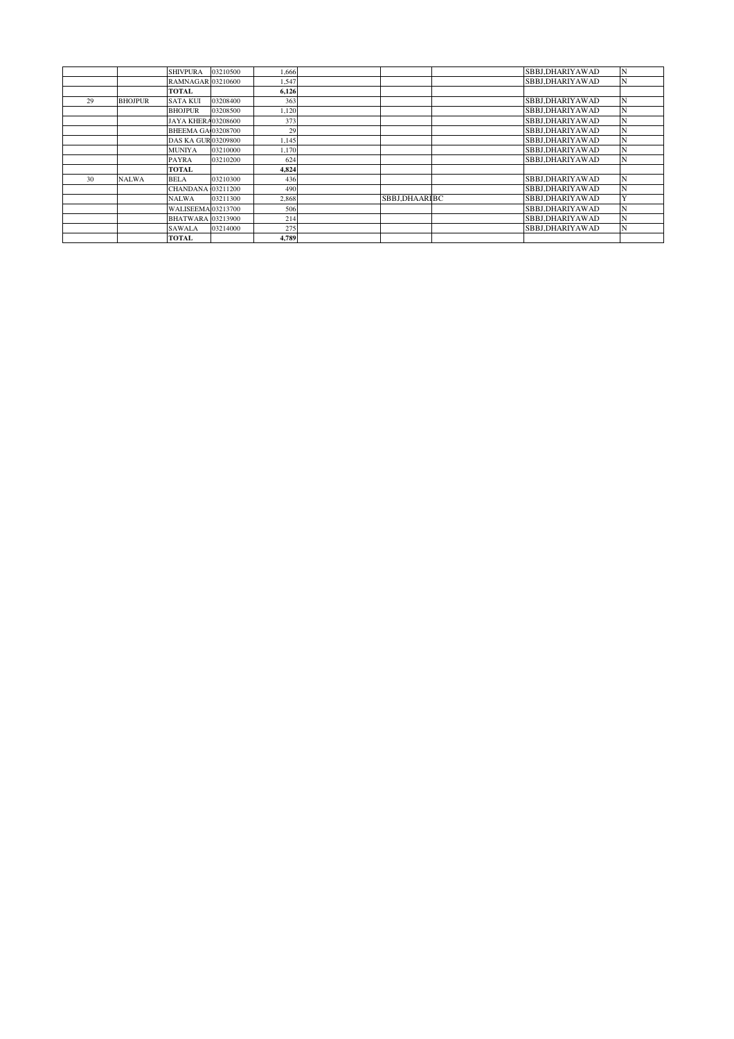|  |  |  |  |  |  |  |  |  |  |
|---|---|---|---|---|---|---|---|---|---|
|  |  | SHIVPURA | 03210500 | 1,666 |  |  |  | SBBJ,DHARIYAWAD | N |
|  |  | RAMNAGAR | 03210600 | 1,547 |  |  |  | SBBJ,DHARIYAWAD | N |
|  |  | **TOTAL** |  | **6,126** |  |  |  |  |  |
| 29 | BHOJPUR | SATA KUI | 03208400 | 363 |  |  |  | SBBJ,DHARIYAWAD | N |
|  |  | BHOJPUR | 03208500 | 1,120 |  |  |  | SBBJ,DHARIYAWAD | N |
|  |  | JAYA KHERA | 03208600 | 373 |  |  |  | SBBJ,DHARIYAWAD | N |
|  |  | BHEEMA GA | 03208700 | 29 |  |  |  | SBBJ,DHARIYAWAD | N |
|  |  | DAS KA GUR | 03209800 | 1,145 |  |  |  | SBBJ,DHARIYAWAD | N |
|  |  | MUNIYA | 03210000 | 1,170 |  |  |  | SBBJ,DHARIYAWAD | N |
|  |  | PAYRA | 03210200 | 624 |  |  |  | SBBJ,DHARIYAWAD | N |
|  |  | **TOTAL** |  | **4,824** |  |  |  |  |  |
| 30 | NALWA | BELA | 03210300 | 436 |  |  |  | SBBJ,DHARIYAWAD | N |
|  |  | CHANDANA | 03211200 | 490 |  |  |  | SBBJ,DHARIYAWAD | N |
|  |  | NALWA | 03211300 | 2,868 |  | SBBJ,DHAARI | BC | SBBJ,DHARIYAWAD | Y |
|  |  | WALISEEMA | 03213700 | 506 |  |  |  | SBBJ,DHARIYAWAD | N |
|  |  | BHATWARA | 03213900 | 214 |  |  |  | SBBJ,DHARIYAWAD | N |
|  |  | SAWALA | 03214000 | 275 |  |  |  | SBBJ,DHARIYAWAD | N |
|  |  | **TOTAL** |  | **4,789** |  |  |  |  |  |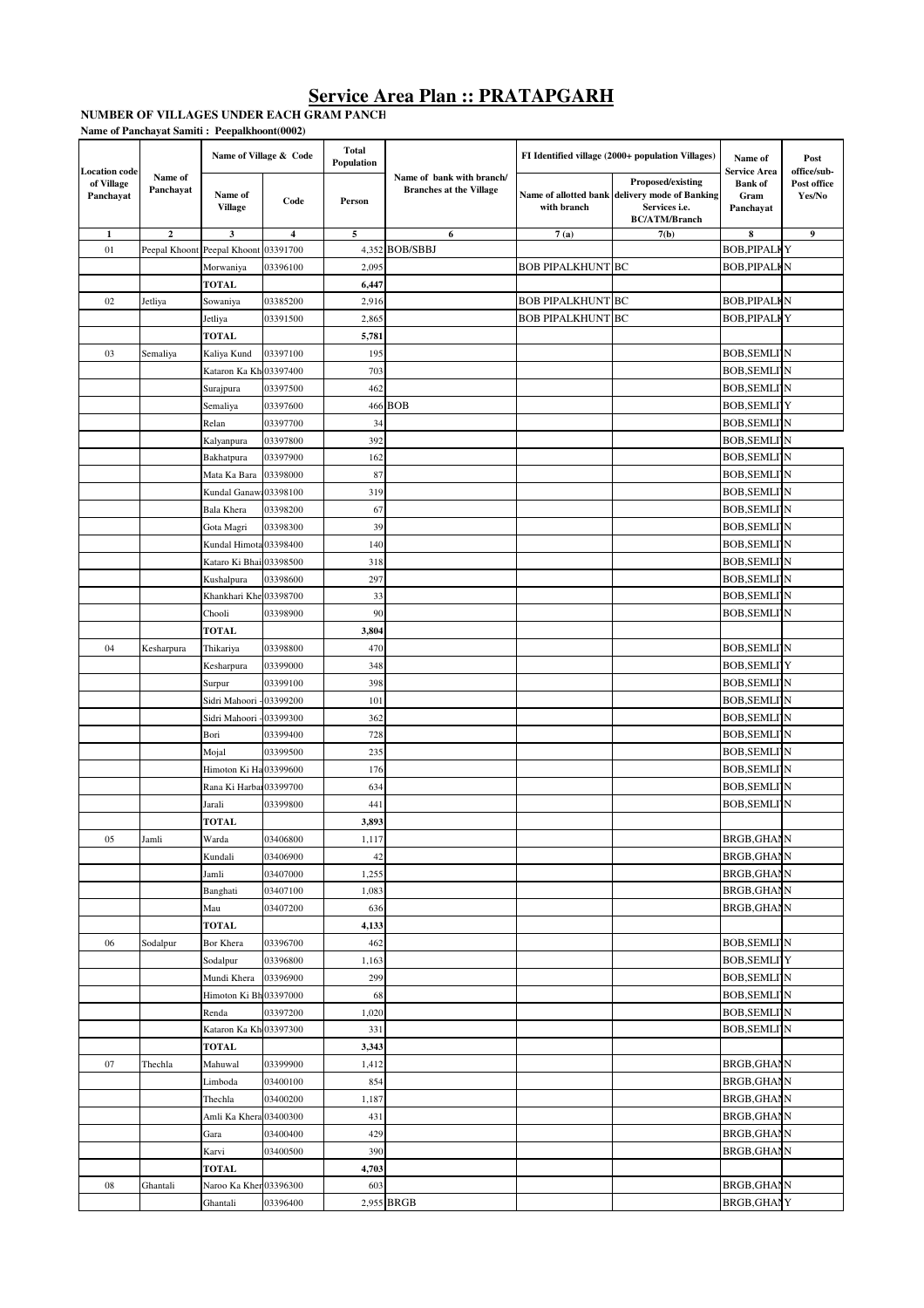# Service Area Plan :: PRATAPGARH

**NUMBER OF VILLAGES UNDER EACH GRAM PANCH**

**Name of Panchayat Samiti : Peepalkhoont(0002)**

| Location code of Village Panchayat | Name of Panchayat | Name of Village & Code | | Total Population | Name of bank with branch/ Branches at the Village | FI Identified village (2000+ population Villages) | | Name of Service Area Bank of Gram Panchayat | Post office/sub-Post office Yes/No |
|---|---|---|---|---|---|---|---|---|---|
| | | Name of Village | Code | Person | | Name of allotted bank with branch | Proposed/existing delivery mode of Banking Services i.e. BC/ATM/Branch | | |
| 1 | 2 | 3 | 4 | 5 | 6 | 7 (a) | 7(b) | 8 | 9 |
| 01 | Peepal Khoont | Peepal Khoont | 03391700 | 4,352 | BOB/SBBJ | | | BOB,PIPALK | Y |
| | | Morwaniya | 03396100 | 2,095 | | BOB PIPALKHUNT | BC | BOB,PIPALK | N |
| | | TOTAL | | 6,447 | | | | | |
| 02 | Jetliya | Sowaniya | 03385200 | 2,916 | | BOB PIPALKHUNT | BC | BOB,PIPALK | N |
| | | Jetliya | 03391500 | 2,865 | | BOB PIPALKHUNT | BC | BOB,PIPALK | Y |
| | | TOTAL | | 5,781 | | | | | |
| 03 | Semaliya | Kaliya Kund | 03397100 | 195 | | | | BOB,SEMLI | N |
| | | Kataron Ka Kh | 03397400 | 703 | | | | BOB,SEMLI | N |
| | | Surajpura | 03397500 | 462 | | | | BOB,SEMLI | N |
| | | Semaliya | 03397600 | 466 | BOB | | | BOB,SEMLI | Y |
| | | Relan | 03397700 | 34 | | | | BOB,SEMLI | N |
| | | Kalyanpura | 03397800 | 392 | | | | BOB,SEMLI | N |
| | | Bakhatpura | 03397900 | 162 | | | | BOB,SEMLI | N |
| | | Mata Ka Bara | 03398000 | 87 | | | | BOB,SEMLI | N |
| | | Kundal Ganaw | 03398100 | 319 | | | | BOB,SEMLI | N |
| | | Bala Khera | 03398200 | 67 | | | | BOB,SEMLI | N |
| | | Gota Magri | 03398300 | 39 | | | | BOB,SEMLI | N |
| | | Kundal Himota | 03398400 | 140 | | | | BOB,SEMLI | N |
| | | Kataro Ki Bhai | 03398500 | 318 | | | | BOB,SEMLI | N |
| | | Kushalpura | 03398600 | 297 | | | | BOB,SEMLI | N |
| | | Khankhari Khe | 03398700 | 33 | | | | BOB,SEMLI | N |
| | | Chooli | 03398900 | 90 | | | | BOB,SEMLI | N |
| | | TOTAL | | 3,804 | | | | | |
| 04 | Kesharpura | Thikariya | 03398800 | 470 | | | | BOB,SEMLI | N |
| | | Kesharpura | 03399000 | 348 | | | | BOB,SEMLI | Y |
| | | Surpur | 03399100 | 398 | | | | BOB,SEMLI | N |
| | | Sidri Mahoori - | 03399200 | 101 | | | | BOB,SEMLI | N |
| | | Sidri Mahoori - | 03399300 | 362 | | | | BOB,SEMLI | N |
| | | Bori | 03399400 | 728 | | | | BOB,SEMLI | N |
| | | Mojal | 03399500 | 235 | | | | BOB,SEMLI | N |
| | | Himoton Ki Ha | 03399600 | 176 | | | | BOB,SEMLI | N |
| | | Rana Ki Harba | 03399700 | 634 | | | | BOB,SEMLI | N |
| | | Jarali | 03399800 | 441 | | | | BOB,SEMLI | N |
| | | TOTAL | | 3,893 | | | | | |
| 05 | Jamli | Warda | 03406800 | 1,117 | | | | BRGB,GHAN | N |
| | | Kundali | 03406900 | 42 | | | | BRGB,GHAN | N |
| | | Jamli | 03407000 | 1,255 | | | | BRGB,GHAN | N |
| | | Banghati | 03407100 | 1,083 | | | | BRGB,GHAN | N |
| | | Mau | 03407200 | 636 | | | | BRGB,GHAN | N |
| | | TOTAL | | 4,133 | | | | | |
| 06 | Sodalpur | Bor Khera | 03396700 | 462 | | | | BOB,SEMLI | N |
| | | Sodalpur | 03396800 | 1,163 | | | | BOB,SEMLI | Y |
| | | Mundi Khera | 03396900 | 299 | | | | BOB,SEMLI | N |
| | | Himoton Ki Bh | 03397000 | 68 | | | | BOB,SEMLI | N |
| | | Renda | 03397200 | 1,020 | | | | BOB,SEMLI | N |
| | | Kataron Ka Kh | 03397300 | 331 | | | | BOB,SEMLI | N |
| | | TOTAL | | 3,343 | | | | | |
| 07 | Thechla | Mahuwal | 03399900 | 1,412 | | | | BRGB,GHAN | N |
| | | Limboda | 03400100 | 854 | | | | BRGB,GHAN | N |
| | | Thechla | 03400200 | 1,187 | | | | BRGB,GHAN | N |
| | | Amli Ka Khera | 03400300 | 431 | | | | BRGB,GHAN | N |
| | | Gara | 03400400 | 429 | | | | BRGB,GHAN | N |
| | | Karvi | 03400500 | 390 | | | | BRGB,GHAN | N |
| | | TOTAL | | 4,703 | | | | | |
| 08 | Ghantali | Naroo Ka Kher | 03396300 | 603 | | | | BRGB,GHAN | N |
| | | Ghantali | 03396400 | 2,955 | BRGB | | | BRGB,GHAN | Y |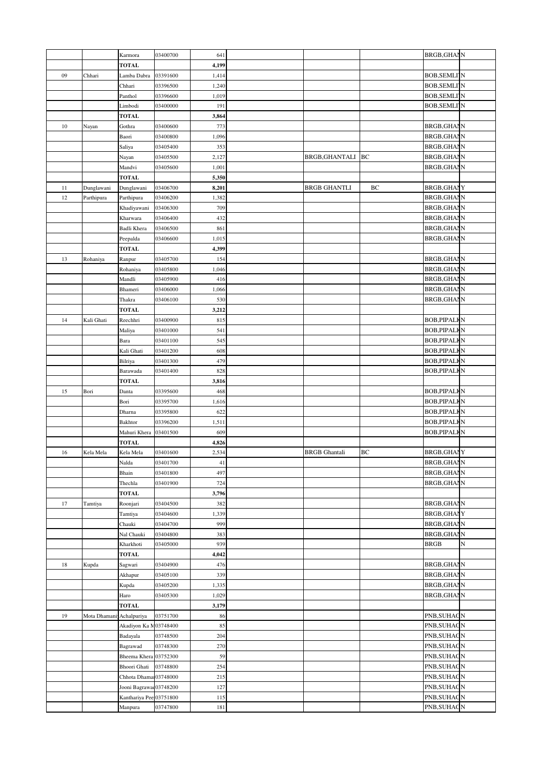|  |  |  |  |  |  |  |  |  |  |
|---|---|---|---|---|---|---|---|---|---|
|  |  | Karmora | 03400700 | 641 |  |  |  | BRGB,GHAN | N |
|  |  | **TOTAL** |  | **4,199** |  |  |  |  |  |
| 09 | Chhari | Lamba Dabra | 03391600 | 1,414 |  |  |  | BOB,SEMLI | N |
|  |  | Chhari | 03396500 | 1,240 |  |  |  | BOB,SEMLI | N |
|  |  | Panthol | 03396600 | 1,019 |  |  |  | BOB,SEMLI | N |
|  |  | Limbodi | 03400000 | 191 |  |  |  | BOB,SEMLI | N |
|  |  | **TOTAL** |  | **3,864** |  |  |  |  |  |
| 10 | Nayan | Gothra | 03400600 | 773 |  |  |  | BRGB,GHAN | N |
|  |  | Baori | 03400800 | 1,096 |  |  |  | BRGB,GHAN | N |
|  |  | Saliya | 03405400 | 353 |  |  |  | BRGB,GHAN | N |
|  |  | Nayan | 03405500 | 2,127 |  | BRGB,GHANTALI | BC | BRGB,GHAN | N |
|  |  | Mandvi | 03405600 | 1,001 |  |  |  | BRGB,GHAN | N |
|  |  | **TOTAL** |  | **5,350** |  |  |  |  |  |
| 11 | Dunglawani | Dunglawani | 03406700 | **8,201** |  | BRGB GHANTLI | BC | BRGB,GHAN | Y |
| 12 | Parthipura | Parthipura | 03406200 | 1,382 |  |  |  | BRGB,GHAN | N |
|  |  | Khadiyawani | 03406300 | 709 |  |  |  | BRGB,GHAN | N |
|  |  | Kharwara | 03406400 | 432 |  |  |  | BRGB,GHAN | N |
|  |  | Badli Khera | 03406500 | 861 |  |  |  | BRGB,GHAN | N |
|  |  | Peepalda | 03406600 | 1,015 |  |  |  | BRGB,GHAN | N |
|  |  | **TOTAL** |  | **4,399** |  |  |  |  |  |
| 13 | Rohaniya | Ranpur | 03405700 | 154 |  |  |  | BRGB,GHAN | N |
|  |  | Rohaniya | 03405800 | 1,046 |  |  |  | BRGB,GHAN | N |
|  |  | Mandli | 03405900 | 416 |  |  |  | BRGB,GHAN | N |
|  |  | Bhameri | 03406000 | 1,066 |  |  |  | BRGB,GHAN | N |
|  |  | Thakra | 03406100 | 530 |  |  |  | BRGB,GHAN | N |
|  |  | **TOTAL** |  | **3,212** |  |  |  |  |  |
| 14 | Kali Ghati | Reechhri | 03400900 | 815 |  |  |  | BOB,PIPALK | N |
|  |  | Maliya | 03401000 | 541 |  |  |  | BOB,PIPALK | N |
|  |  | Bara | 03401100 | 545 |  |  |  | BOB,PIPALK | N |
|  |  | Kali Ghati | 03401200 | 608 |  |  |  | BOB,PIPALK | N |
|  |  | Bilriya | 03401300 | 479 |  |  |  | BOB,PIPALK | N |
|  |  | Barawada | 03401400 | 828 |  |  |  | BOB,PIPALK | N |
|  |  | **TOTAL** |  | **3,816** |  |  |  |  |  |
| 15 | Bori | Danta | 03395600 | 468 |  |  |  | BOB,PIPALK | N |
|  |  | Bori | 03395700 | 1,616 |  |  |  | BOB,PIPALK | N |
|  |  | Dharna | 03395800 | 622 |  |  |  | BOB,PIPALK | N |
|  |  | Bakhtor | 03396200 | 1,511 |  |  |  | BOB,PIPALK | N |
|  |  | Mahuri Khera | 03401500 | 609 |  |  |  | BOB,PIPALK | N |
|  |  | **TOTAL** |  | **4,826** |  |  |  |  |  |
| 16 | Kela Mela | Kela Mela | 03401600 | 2,534 |  | BRGB Ghantali | BC | BRGB,GHAN | Y |
|  |  | Nalda | 03401700 | 41 |  |  |  | BRGB,GHAN | N |
|  |  | Bhain | 03401800 | 497 |  |  |  | BRGB,GHAN | N |
|  |  | Thechla | 03401900 | 724 |  |  |  | BRGB,GHAN | N |
|  |  | **TOTAL** |  | **3,796** |  |  |  |  |  |
| 17 | Tamtiya | Roonjari | 03404500 | 382 |  |  |  | BRGB,GHAN | N |
|  |  | Tamtiya | 03404600 | 1,339 |  |  |  | BRGB,GHAN | Y |
|  |  | Chauki | 03404700 | 999 |  |  |  | BRGB,GHAN | N |
|  |  | Nal Chauki | 03404800 | 383 |  |  |  | BRGB,GHAN | N |
|  |  | Kharkhoti | 03405000 | 939 |  |  |  | BRGB | N |
|  |  | **TOTAL** |  | **4,042** |  |  |  |  |  |
| 18 | Kupda | Sagwari | 03404900 | 476 |  |  |  | BRGB,GHAN | N |
|  |  | Akhapur | 03405100 | 339 |  |  |  | BRGB,GHAN | N |
|  |  | Kupda | 03405200 | 1,335 |  |  |  | BRGB,GHAN | N |
|  |  | Haro | 03405300 | 1,029 |  |  |  | BRGB,GHAN | N |
|  |  | **TOTAL** |  | **3,179** |  |  |  |  |  |
| 19 | Mota Dhamani | Achalpuriya | 03751700 | 86 |  |  |  | PNB,SUHAG | N |
|  |  | Akadiyon Ka M | 03748400 | 85 |  |  |  | PNB,SUHAG | N |
|  |  | Badayala | 03748500 | 204 |  |  |  | PNB,SUHAG | N |
|  |  | Bagrawad | 03748300 | 270 |  |  |  | PNB,SUHAG | N |
|  |  | Bheema Khera | 03752300 | 59 |  |  |  | PNB,SUHAG | N |
|  |  | Bhoori Ghati | 03748800 | 254 |  |  |  | PNB,SUHAG | N |
|  |  | Chhota Dhama | 03748000 | 215 |  |  |  | PNB,SUHAG | N |
|  |  | Jooni Bagrawa | 03748200 | 127 |  |  |  | PNB,SUHAG | N |
|  |  | Kanthariya Pee | 03751800 | 115 |  |  |  | PNB,SUHAG | N |
|  |  | Manpura | 03747800 | 181 |  |  |  | PNB,SUHAG | N |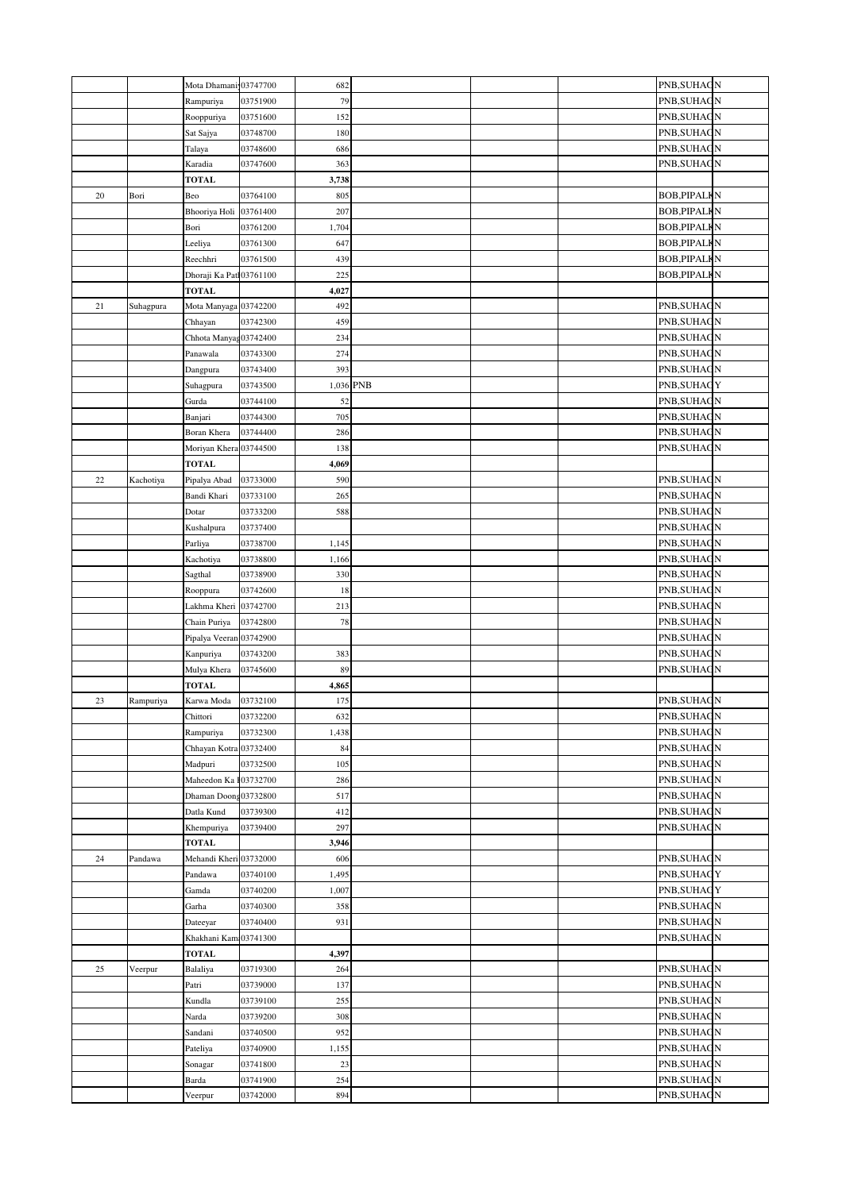| | | | | | | | | | |
|---|---|---|---|---|---|---|---|---|---|
| | | Mota Dhamani | 03747700 | 682 | | | | PNB,SUHAG | N |
| | | Rampuriya | 03751900 | 79 | | | | PNB,SUHAG | N |
| | | Rooppuriya | 03751600 | 152 | | | | PNB,SUHAG | N |
| | | Sat Sajya | 03748700 | 180 | | | | PNB,SUHAG | N |
| | | Talaya | 03748600 | 686 | | | | PNB,SUHAG | N |
| | | Karadia | 03747600 | 363 | | | | PNB,SUHAG | N |
| | | **TOTAL** | | **3,738** | | | | | |
| 20 | Bori | Beo | 03764100 | 805 | | | | BOB,PIPALK | N |
| | | Bhooriya Holi | 03761400 | 207 | | | | BOB,PIPALK | N |
| | | Bori | 03761200 | 1,704 | | | | BOB,PIPALK | N |
| | | Leeliya | 03761300 | 647 | | | | BOB,PIPALK | N |
| | | Reechhri | 03761500 | 439 | | | | BOB,PIPALK | N |
| | | Dhoraji Ka Path | 03761100 | 225 | | | | BOB,PIPALK | N |
| | | **TOTAL** | | **4,027** | | | | | |
| 21 | Suhagpura | Mota Manyaga | 03742200 | 492 | | | | PNB,SUHAG | N |
| | | Chhayan | 03742300 | 459 | | | | PNB,SUHAG | N |
| | | Chhota Manyag | 03742400 | 234 | | | | PNB,SUHAG | N |
| | | Panawala | 03743300 | 274 | | | | PNB,SUHAG | N |
| | | Dangpura | 03743400 | 393 | | | | PNB,SUHAG | N |
| | | Suhagpura | 03743500 | 1,036 | PNB | | | PNB,SUHAG | Y |
| | | Gurda | 03744100 | 52 | | | | PNB,SUHAG | N |
| | | Banjari | 03744300 | 705 | | | | PNB,SUHAG | N |
| | | Boran Khera | 03744400 | 286 | | | | PNB,SUHAG | N |
| | | Moriyan Khera | 03744500 | 138 | | | | PNB,SUHAG | N |
| | | **TOTAL** | | **4,069** | | | | | |
| 22 | Kachotiya | Pipalya Abad | 03733000 | 590 | | | | PNB,SUHAG | N |
| | | Bandi Khari | 03733100 | 265 | | | | PNB,SUHAG | N |
| | | Dotar | 03733200 | 588 | | | | PNB,SUHAG | N |
| | | Kushalpura | 03737400 | | | | | PNB,SUHAG | N |
| | | Parliya | 03738700 | 1,145 | | | | PNB,SUHAG | N |
| | | Kachotiya | 03738800 | 1,166 | | | | PNB,SUHAG | N |
| | | Sagthal | 03738900 | 330 | | | | PNB,SUHAG | N |
| | | Rooppura | 03742600 | 18 | | | | PNB,SUHAG | N |
| | | Lakhma Kheri | 03742700 | 213 | | | | PNB,SUHAG | N |
| | | Chain Puriya | 03742800 | 78 | | | | PNB,SUHAG | N |
| | | Pipalya Veeran | 03742900 | | | | | PNB,SUHAG | N |
| | | Kanpuriya | 03743200 | 383 | | | | PNB,SUHAG | N |
| | | Mulya Khera | 03745600 | 89 | | | | PNB,SUHAG | N |
| | | **TOTAL** | | **4,865** | | | | | |
| 23 | Rampuriya | Karwa Moda | 03732100 | 175 | | | | PNB,SUHAG | N |
| | | Chittori | 03732200 | 632 | | | | PNB,SUHAG | N |
| | | Rampuriya | 03732300 | 1,438 | | | | PNB,SUHAG | N |
| | | Chhayan Kotra | 03732400 | 84 | | | | PNB,SUHAG | N |
| | | Madpuri | 03732500 | 105 | | | | PNB,SUHAG | N |
| | | Maheedon Ka I | 03732700 | 286 | | | | PNB,SUHAG | N |
| | | Dhaman Doong | 03732800 | 517 | | | | PNB,SUHAG | N |
| | | Datla Kund | 03739300 | 412 | | | | PNB,SUHAG | N |
| | | Khempuriya | 03739400 | 297 | | | | PNB,SUHAG | N |
| | | **TOTAL** | | **3,946** | | | | | |
| 24 | Pandawa | Mehandi Kheri | 03732000 | 606 | | | | PNB,SUHAG | N |
| | | Pandawa | 03740100 | 1,495 | | | | PNB,SUHAG | Y |
| | | Gamda | 03740200 | 1,007 | | | | PNB,SUHAG | Y |
| | | Garha | 03740300 | 358 | | | | PNB,SUHAG | N |
| | | Dateeyar | 03740400 | 931 | | | | PNB,SUHAG | N |
| | | Khakhani Kam | 03741300 | | | | | PNB,SUHAG | N |
| | | **TOTAL** | | **4,397** | | | | | |
| 25 | Veerpur | Balaliya | 03719300 | 264 | | | | PNB,SUHAG | N |
| | | Patri | 03739000 | 137 | | | | PNB,SUHAG | N |
| | | Kundla | 03739100 | 255 | | | | PNB,SUHAG | N |
| | | Narda | 03739200 | 308 | | | | PNB,SUHAG | N |
| | | Sandani | 03740500 | 952 | | | | PNB,SUHAG | N |
| | | Pateliya | 03740900 | 1,155 | | | | PNB,SUHAG | N |
| | | Sonagar | 03741800 | 23 | | | | PNB,SUHAG | N |
| | | Barda | 03741900 | 254 | | | | PNB,SUHAG | N |
| | | Veerpur | 03742000 | 894 | | | | PNB,SUHAG | N |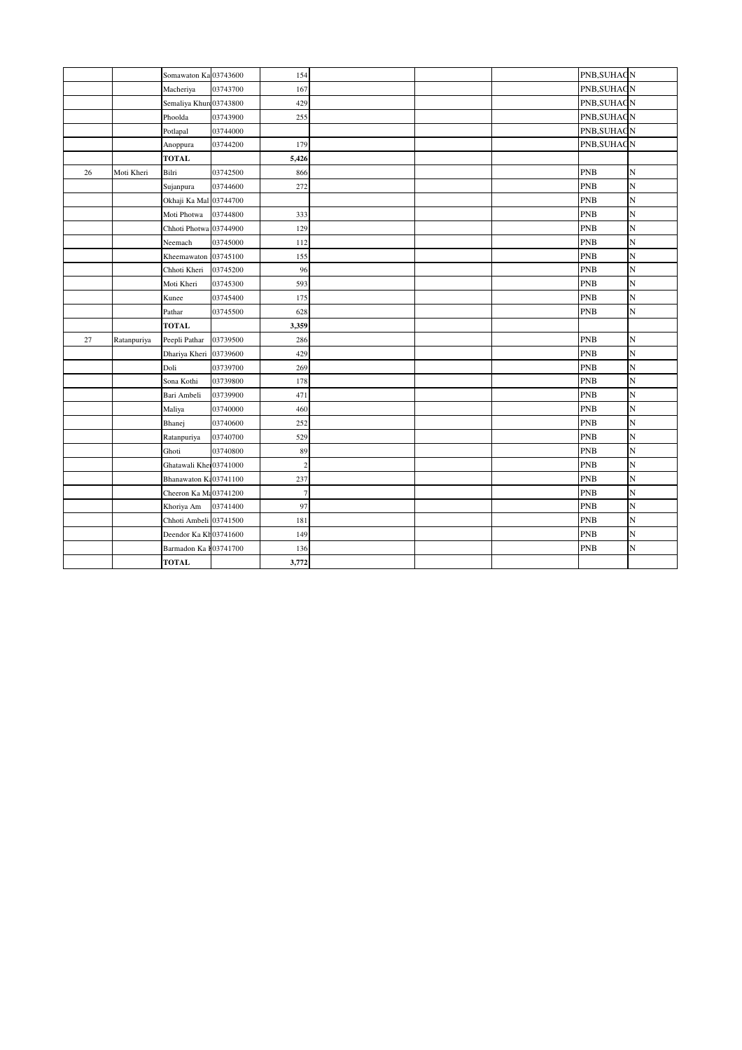|  |  |  |  |  |  |  |  |  |  |
|---|---|---|---|---|---|---|---|---|---|
|  |  | Somawaton Ka | 03743600 | 154 |  |  |  | PNB,SUHAG | N |
|  |  | Macheriya | 03743700 | 167 |  |  |  | PNB,SUHAG | N |
|  |  | Semaliya Khur | 03743800 | 429 |  |  |  | PNB,SUHAG | N |
|  |  | Phoolda | 03743900 | 255 |  |  |  | PNB,SUHAG | N |
|  |  | Potlapal | 03744000 |  |  |  |  | PNB,SUHAG | N |
|  |  | Anoppura | 03744200 | 179 |  |  |  | PNB,SUHAG | N |
|  |  | **TOTAL** |  | **5,426** |  |  |  |  |  |
| 26 | Moti Kheri | Bilri | 03742500 | 866 |  |  |  | PNB | N |
|  |  | Sujanpura | 03744600 | 272 |  |  |  | PNB | N |
|  |  | Okhaji Ka Mal | 03744700 |  |  |  |  | PNB | N |
|  |  | Moti Photwa | 03744800 | 333 |  |  |  | PNB | N |
|  |  | Chhoti Photwa | 03744900 | 129 |  |  |  | PNB | N |
|  |  | Neemach | 03745000 | 112 |  |  |  | PNB | N |
|  |  | Kheemawaton | 03745100 | 155 |  |  |  | PNB | N |
|  |  | Chhoti Kheri | 03745200 | 96 |  |  |  | PNB | N |
|  |  | Moti Kheri | 03745300 | 593 |  |  |  | PNB | N |
|  |  | Kunee | 03745400 | 175 |  |  |  | PNB | N |
|  |  | Pathar | 03745500 | 628 |  |  |  | PNB | N |
|  |  | **TOTAL** |  | **3,359** |  |  |  |  |  |
| 27 | Ratanpuriya | Peepli Pathar | 03739500 | 286 |  |  |  | PNB | N |
|  |  | Dhariya Kheri | 03739600 | 429 |  |  |  | PNB | N |
|  |  | Doli | 03739700 | 269 |  |  |  | PNB | N |
|  |  | Sona Kothi | 03739800 | 178 |  |  |  | PNB | N |
|  |  | Bari Ambeli | 03739900 | 471 |  |  |  | PNB | N |
|  |  | Maliya | 03740000 | 460 |  |  |  | PNB | N |
|  |  | Bhanej | 03740600 | 252 |  |  |  | PNB | N |
|  |  | Ratanpuriya | 03740700 | 529 |  |  |  | PNB | N |
|  |  | Ghoti | 03740800 | 89 |  |  |  | PNB | N |
|  |  | Ghatawali Khe | 03741000 | 2 |  |  |  | PNB | N |
|  |  | Bhanawaton K | 03741100 | 237 |  |  |  | PNB | N |
|  |  | Cheeron Ka M | 03741200 | 7 |  |  |  | PNB | N |
|  |  | Khoriya Am | 03741400 | 97 |  |  |  | PNB | N |
|  |  | Chhoti Ambeli | 03741500 | 181 |  |  |  | PNB | N |
|  |  | Deendor Ka Kh | 03741600 | 149 |  |  |  | PNB | N |
|  |  | Barmadon Ka K | 03741700 | 136 |  |  |  | PNB | N |
|  |  | **TOTAL** |  | **3,772** |  |  |  |  |  |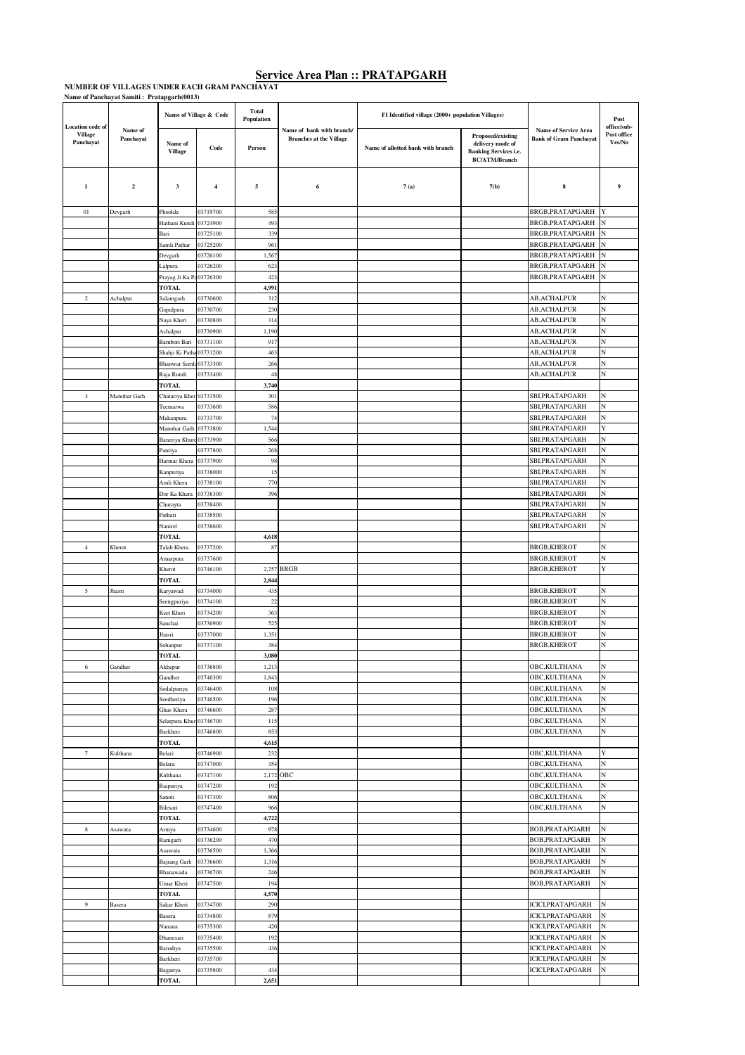# Service Area Plan :: PRATAPGARH

**NUMBER OF VILLAGES UNDER EACH GRAM PANCHAYAT**

**Name of Panchayat Samiti : Pratapgarh(0013)**

| Location code of Village Panchayat | Name of Panchayat | Name of Village & Code | | Total Population | Name of bank with branch/ Branches at the Village | FI Identified village (2000+ population Villages) | | Name of Service Area Bank of Gram Panchayat | Post office/sub-Post office Yes/No |
|---|---|---|---|---|---|---|---|---|---|
| | | Name of Village | Code | Person | | Name of allotted bank with branch | Proposed/existing delivery mode of Banking Services i.e. BC/ATM/Branch | | |
| 1 | 2 | 3 | 4 | 5 | 6 | 7 (a) | 7(b) | 8 | 9 |
| 01 | Devgarh | Phoolda | 03719700 | 585 | | | | BRGB,PRATAPGARH | Y |
| | | Hathani Kundi | 03724900 | 493 | | | | BRGB,PRATAPGARH | N |
| | | Bari | 03725100 | 339 | | | | BRGB,PRATAPGARH | N |
| | | Samli Pathar | 03725200 | 961 | | | | BRGB,PRATAPGARH | N |
| | | Devgarh | 03726100 | 1,567 | | | | BRGB,PRATAPGARH | N |
| | | Lalpura | 03726200 | 623 | | | | BRGB,PRATAPGARH | N |
| | | Prayag Ji Ka Pa | 03726300 | 423 | | | | BRGB,PRATAPGARH | N |
| | | TOTAL | | 4,991 | | | | | |
| 2 | Achalpur | Salamgarh | 03730600 | 312 | | | | AB,ACHALPUR | N |
| | | Gopalpura | 03730700 | 230 | | | | AB,ACHALPUR | N |
| | | Naya Kheri | 03730800 | 314 | | | | AB,ACHALPUR | N |
| | | Achalpur | 03730900 | 1,190 | | | | AB,ACHALPUR | N |
| | | Bambori Bari | 03731100 | 917 | | | | AB,ACHALPUR | N |
| | | Shahji Ki Patha | 03731200 | 463 | | | | AB,ACHALPUR | N |
| | | Bhanwar Seml | 03733300 | 266 | | | | AB,ACHALPUR | N |
| | | Raja Rundi | 03733400 | 48 | | | | AB,ACHALPUR | N |
| | | TOTAL | | 3,740 | | | | | |
| 3 | Manohar Garh | Chatariya Kher | 03733500 | 301 | | | | SBI,PRATAPGARH | N |
| | | Teemarwa | 03733600 | 586 | | | | SBI,PRATAPGARH | N |
| | | Makanpura | 03733700 | 74 | | | | SBI,PRATAPGARH | N |
| | | Manohar Garh | 03733800 | 1,544 | | | | SBI,PRATAPGARH | Y |
| | | Baneriya Khurd | 03733900 | 566 | | | | SBI,PRATAPGARH | N |
| | | Panriya | 03737800 | 268 | | | | SBI,PRATAPGARH | N |
| | | Harmar Khera | 03737900 | 98 | | | | SBI,PRATAPGARH | N |
| | | Kanpuriya | 03738000 | 15 | | | | SBI,PRATAPGARH | N |
| | | Amli Khera | 03738100 | 770 | | | | SBI,PRATAPGARH | N |
| | | Dor Ka Khera | 03738300 | 396 | | | | SBI,PRATAPGARH | N |
| | | Churayta | 03738400 | | | | | SBI,PRATAPGARH | N |
| | | Pathari | 03738500 | | | | | SBI,PRATAPGARH | N |
| | | Nanirel | 03738600 | | | | | SBI,PRATAPGARH | N |
| | | TOTAL | | 4,618 | | | | | |
| 4 | Kherot | Talab Khera | 03737200 | 87 | | | | BRGB,KHEROT | N |
| | | Amarpura | 03737600 | | | | | BRGB,KHEROT | N |
| | | Kherot | 03746100 | 2,757 | BRGB | | | BRGB,KHEROT | Y |
| | | TOTAL | | 2,844 | | | | | |
| 5 | Jhasri | Karyawad | 03734000 | 435 | | | | BRGB,KHEROT | N |
| | | Seengpuriya | 03734100 | 22 | | | | BRGB,KHEROT | N |
| | | Keet Kheri | 03734200 | 363 | | | | BRGB,KHEROT | N |
| | | Sanchai | 03736900 | 525 | | | | BRGB,KHEROT | N |
| | | Jhasri | 03737000 | 1,351 | | | | BRGB,KHEROT | N |
| | | Sohanpur | 03737100 | 384 | | | | BRGB,KHEROT | N |
| | | TOTAL | | 3,080 | | | | | |
| 6 | Gandher | Akhepur | 03736800 | 1,213 | | | | OBC,KULTHANA | N |
| | | Gandher | 03746300 | 1,843 | | | | OBC,KULTHANA | N |
| | | Sodalpuriya | 03746400 | 108 | | | | OBC,KULTHANA | N |
| | | Seedheriya | 03746500 | 196 | | | | OBC,KULTHANA | N |
| | | Ghas Khera | 03746600 | 287 | | | | OBC,KULTHANA | N |
| | | Selarpura Khur | 03746700 | 115 | | | | OBC,KULTHANA | N |
| | | Barkheri | 03746800 | 853 | | | | OBC,KULTHANA | N |
| | | TOTAL | | 4,615 | | | | | |
| 7 | Kulthana | Belari | 03746900 | 232 | | | | OBC,KULTHANA | Y |
| | | Belara | 03747000 | 354 | | | | OBC,KULTHANA | N |
| | | Kulthana | 03747100 | 2,172 | OBC | | | OBC,KULTHANA | N |
| | | Raipuriya | 03747200 | 192 | | | | OBC,KULTHANA | N |
| | | Sanoti | 03747300 | 806 | | | | OBC,KULTHANA | N |
| | | Bilesari | 03747400 | 966 | | | | OBC,KULTHANA | N |
| | | TOTAL | | 4,722 | | | | | |
| 8 | Asawata | Arniya | 03734600 | 978 | | | | BOB,PRATAPGARH | N |
| | | Ramgarh | 03736200 | 470 | | | | BOB,PRATAPGARH | N |
| | | Asawata | 03736500 | 1,366 | | | | BOB,PRATAPGARH | N |
| | | Bajrang Garh | 03736600 | 1,316 | | | | BOB,PRATAPGARH | N |
| | | Bhanawada | 03736700 | 246 | | | | BOB,PRATAPGARH | N |
| | | Umar Kheri | 03747500 | 194 | | | | BOB,PRATAPGARH | N |
| | | TOTAL | | 4,570 | | | | | |
| 9 | Basera | Sakar Kheri | 03734700 | 290 | | | | ICICI,PRATAPGARH | N |
| | | Basera | 03734800 | 879 | | | | ICICI,PRATAPGARH | N |
| | | Nanana | 03735300 | 420 | | | | ICICI,PRATAPGARH | N |
| | | Dhanesari | 03735400 | 192 | | | | ICICI,PRATAPGARH | N |
| | | Barodiya | 03735500 | 436 | | | | ICICI,PRATAPGARH | N |
| | | Barkheri | 03735700 | | | | | ICICI,PRATAPGARH | N |
| | | Bagariya | 03735800 | 434 | | | | ICICI,PRATAPGARH | N |
| | | TOTAL | | 2,651 | | | | | |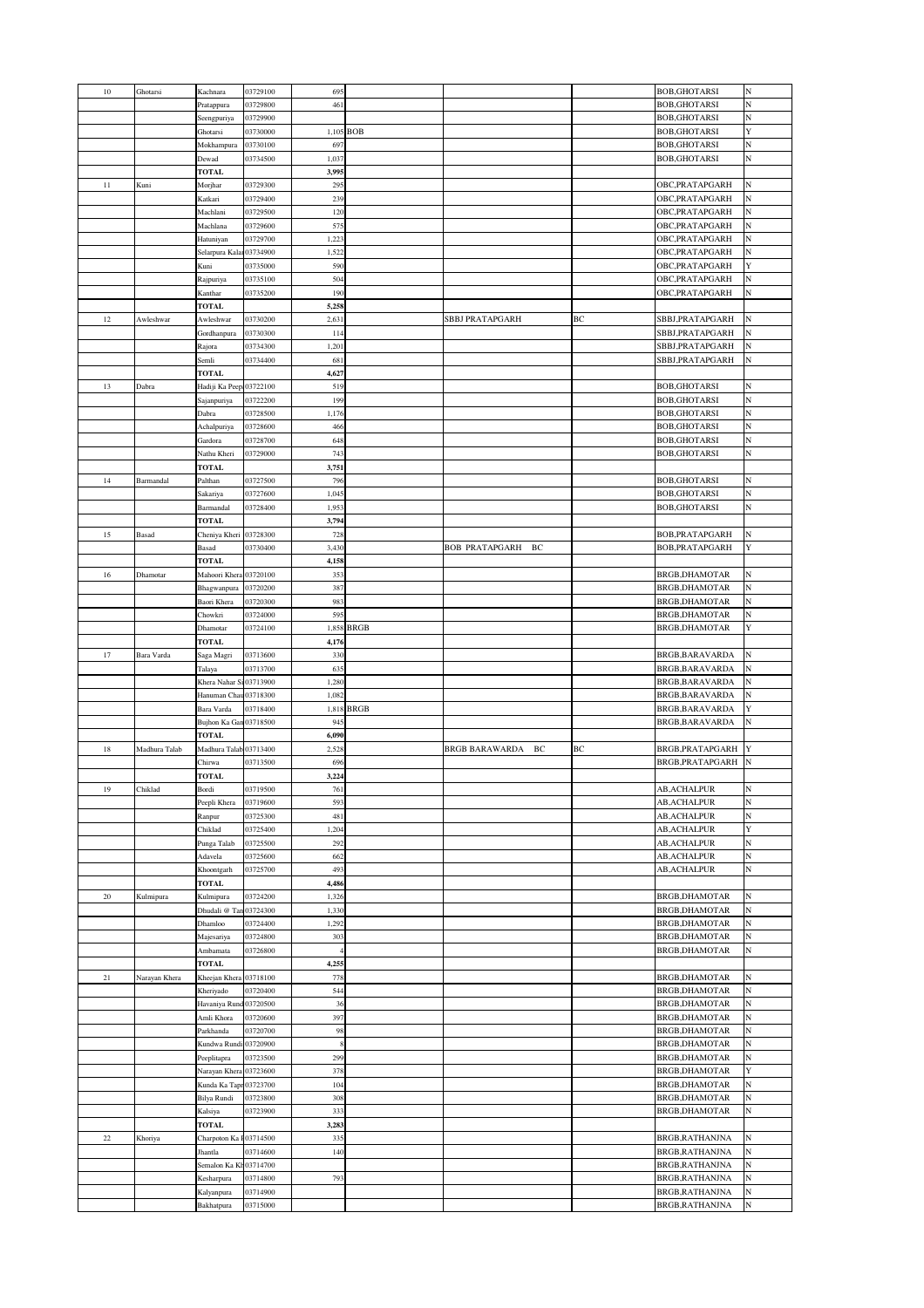| 10 | Ghotarsi | Kachnara | 03729100 | 695 | | | | BOB,GHOTARSI | N |
|---|---|---|---|---|---|---|---|---|---|
| | | Pratappura | 03729800 | 461 | | | | BOB,GHOTARSI | N |
| | | Seengpuriya | 03729900 | | | | | BOB,GHOTARSI | N |
| | | Ghotarsi | 03730000 | 1,105 | BOB | | | BOB,GHOTARSI | Y |
| | | Mokhampura | 03730100 | 697 | | | | BOB,GHOTARSI | N |
| | | Dewad | 03734500 | 1,037 | | | | BOB,GHOTARSI | N |
| | | **TOTAL** | | **3,995** | | | | | |
| 11 | Kuni | Morjhar | 03729300 | 295 | | | | OBC,PRATAPGARH | N |
| | | Katkari | 03729400 | 239 | | | | OBC,PRATAPGARH | N |
| | | Machlani | 03729500 | 120 | | | | OBC,PRATAPGARH | N |
| | | Machlana | 03729600 | 575 | | | | OBC,PRATAPGARH | N |
| | | Hatuniyan | 03729700 | 1,223 | | | | OBC,PRATAPGARH | N |
| | | Selarpura Kala | 03734900 | 1,522 | | | | OBC,PRATAPGARH | N |
| | | Kuni | 03735000 | 590 | | | | OBC,PRATAPGARH | Y |
| | | Rajpuriya | 03735100 | 504 | | | | OBC,PRATAPGARH | N |
| | | Kanthar | 03735200 | 190 | | | | OBC,PRATAPGARH | N |
| | | **TOTAL** | | **5,258** | | | | | |
| 12 | Awleshwar | Awleshwar | 03730200 | 2,631 | | SBBJ PRATAPGARH | BC | SBBJ,PRATAPGARH | N |
| | | Gordhanpura | 03730300 | 114 | | | | SBBJ,PRATAPGARH | N |
| | | Rajora | 03734300 | 1,201 | | | | SBBJ,PRATAPGARH | N |
| | | Semli | 03734400 | 681 | | | | SBBJ,PRATAPGARH | N |
| | | **TOTAL** | | **4,627** | | | | | |
| 13 | Dabra | Hadiji Ka Peep | 03722100 | 519 | | | | BOB,GHOTARSI | N |
| | | Sajanpuriya | 03722200 | 199 | | | | BOB,GHOTARSI | N |
| | | Dabra | 03728500 | 1,176 | | | | BOB,GHOTARSI | N |
| | | Achalpuriya | 03728600 | 466 | | | | BOB,GHOTARSI | N |
| | | Gardora | 03728700 | 648 | | | | BOB,GHOTARSI | N |
| | | Nathu Kheri | 03729000 | 743 | | | | BOB,GHOTARSI | N |
| | | **TOTAL** | | **3,751** | | | | | |
| 14 | Barmandal | Palthan | 03727500 | 796 | | | | BOB,GHOTARSI | N |
| | | Sakariya | 03727600 | 1,045 | | | | BOB,GHOTARSI | N |
| | | Barmandal | 03728400 | 1,953 | | | | BOB,GHOTARSI | N |
| | | **TOTAL** | | **3,794** | | | | | |
| 15 | Basad | Cheniya Kheri | 03728300 | 728 | | | | BOB,PRATAPGARH | N |
| | | Basad | 03730400 | 3,430 | | BOB PRATAPGARH BC | | BOB,PRATAPGARH | Y |
| | | **TOTAL** | | **4,158** | | | | | |
| 16 | Dhamotar | Mahoori Khera | 03720100 | 353 | | | | BRGB,DHAMOTAR | N |
| | | Bhagwanpura | 03720200 | 387 | | | | BRGB,DHAMOTAR | N |
| | | Baori Khera | 03720300 | 983 | | | | BRGB,DHAMOTAR | N |
| | | Chowkri | 03724000 | 595 | | | | BRGB,DHAMOTAR | N |
| | | Dhamotar | 03724100 | 1,858 | BRGB | | | BRGB,DHAMOTAR | Y |
| | | **TOTAL** | | **4,176** | | | | | |
| 17 | Bara Varda | Saga Magri | 03713600 | 330 | | | | BRGB,BARAVARDA | N |
| | | Talaya | 03713700 | 635 | | | | BRGB,BARAVARDA | N |
| | | Khera Nahar S | 03713900 | 1,280 | | | | BRGB,BARAVARDA | N |
| | | Hanuman Chau | 03718300 | 1,082 | | | | BRGB,BARAVARDA | N |
| | | Bara Varda | 03718400 | 1,818 | BRGB | | | BRGB,BARAVARDA | Y |
| | | Bujhon Ka Gan | 03718500 | 945 | | | | BRGB,BARAVARDA | N |
| | | **TOTAL** | | **6,090** | | | | | |
| 18 | Madhura Talab | Madhura Talab | 03713400 | 2,528 | | BRGB BARAWARDA BC | BC | BRGB,PRATAPGARH | Y |
| | | Chirwa | 03713500 | 696 | | | | BRGB,PRATAPGARH | N |
| | | **TOTAL** | | **3,224** | | | | | |
| 19 | Chiklad | Bordi | 03719500 | 761 | | | | AB,ACHALPUR | N |
| | | Peepli Khera | 03719600 | 593 | | | | AB,ACHALPUR | N |
| | | Ranpur | 03725300 | 481 | | | | AB,ACHALPUR | N |
| | | Chiklad | 03725400 | 1,204 | | | | AB,ACHALPUR | Y |
| | | Punga Talab | 03725500 | 292 | | | | AB,ACHALPUR | N |
| | | Adavela | 03725600 | 662 | | | | AB,ACHALPUR | N |
| | | Khoontgarh | 03725700 | 493 | | | | AB,ACHALPUR | N |
| | | **TOTAL** | | **4,486** | | | | | |
| 20 | Kulmipura | Kulmipura | 03724200 | 1,326 | | | | BRGB,DHAMOTAR | N |
| | | Dhudali @ Tan | 03724300 | 1,330 | | | | BRGB,DHAMOTAR | N |
| | | Dhamloo | 03724400 | 1,292 | | | | BRGB,DHAMOTAR | N |
| | | Majesariya | 03724800 | 303 | | | | BRGB,DHAMOTAR | N |
| | | Ambamata | 03726800 | 4 | | | | BRGB,DHAMOTAR | N |
| | | **TOTAL** | | **4,255** | | | | | |
| 21 | Narayan Khera | Kheejan Khera | 03718100 | 778 | | | | BRGB,DHAMOTAR | N |
| | | Kheriyado | 03720400 | 544 | | | | BRGB,DHAMOTAR | N |
| | | Havaniya Rund | 03720500 | 36 | | | | BRGB,DHAMOTAR | N |
| | | Amli Khora | 03720600 | 397 | | | | BRGB,DHAMOTAR | N |
| | | Parkhanda | 03720700 | 98 | | | | BRGB,DHAMOTAR | N |
| | | Kundwa Rundi | 03720900 | 8 | | | | BRGB,DHAMOTAR | N |
| | | Peeplitapra | 03723500 | 299 | | | | BRGB,DHAMOTAR | N |
| | | Narayan Khera | 03723600 | 378 | | | | BRGB,DHAMOTAR | Y |
| | | Kunda Ka Tapr | 03723700 | 104 | | | | BRGB,DHAMOTAR | N |
| | | Bilya Rundi | 03723800 | 308 | | | | BRGB,DHAMOTAR | N |
| | | Kalsiya | 03723900 | 333 | | | | BRGB,DHAMOTAR | N |
| | | **TOTAL** | | **3,283** | | | | | |
| 22 | Khoriya | Charpoton Ka I | 03714500 | 335 | | | | BRGB,RATHANJNA | N |
| | | Jhantla | 03714600 | 140 | | | | BRGB,RATHANJNA | N |
| | | Semalon Ka Kh | 03714700 | | | | | BRGB,RATHANJNA | N |
| | | Kesharpura | 03714800 | 793 | | | | BRGB,RATHANJNA | N |
| | | Kalyanpura | 03714900 | | | | | BRGB,RATHANJNA | N |
| | | Bakhatpura | 03715000 | | | | | BRGB,RATHANJNA | N |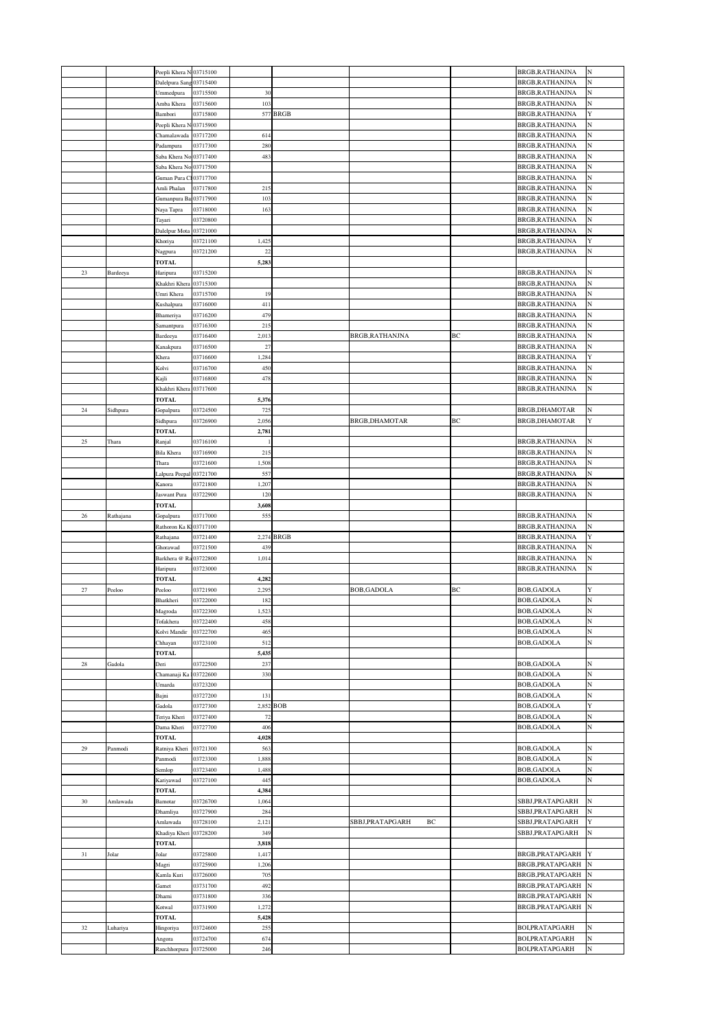| | | Peepli Khera N | 03715100 | | | | | BRGB,RATHANJNA | N |
|---|---|---|---|---|---|---|---|---|---|
| | | Dalelpura Sang | 03715400 | | | | | BRGB,RATHANJNA | N |
| | | Ummedpura | 03715500 | 30 | | | | BRGB,RATHANJNA | N |
| | | Amba Khera | 03715600 | 103 | | | | BRGB,RATHANJNA | N |
| | | Bambori | 03715800 | 577 | BRGB | | | BRGB,RATHANJNA | Y |
| | | Peepli Khera N | 03715900 | | | | | BRGB,RATHANJNA | N |
| | | Chamalawada | 03717200 | 614 | | | | BRGB,RATHANJNA | N |
| | | Padampura | 03717300 | 280 | | | | BRGB,RATHANJNA | N |
| | | Saba Khera No | 03717400 | 483 | | | | BRGB,RATHANJNA | N |
| | | Saba Khera No | 03717500 | | | | | BRGB,RATHANJNA | N |
| | | Guman Pura Cl | 03717700 | | | | | BRGB,RATHANJNA | N |
| | | Amli Phalan | 03717800 | 215 | | | | BRGB,RATHANJNA | N |
| | | Gumanpura Ba | 03717900 | 103 | | | | BRGB,RATHANJNA | N |
| | | Naya Tapra | 03718000 | 163 | | | | BRGB,RATHANJNA | N |
| | | Tayari | 03720800 | | | | | BRGB,RATHANJNA | N |
| | | Dalelpur Mota | 03721000 | | | | | BRGB,RATHANJNA | N |
| | | Khoriya | 03721100 | 1,425 | | | | BRGB,RATHANJNA | Y |
| | | Nagpura | 03721200 | 22 | | | | BRGB,RATHANJNA | N |
| | | **TOTAL** | | **5,283** | | | | | |
| 23 | Bardeeya | Haripura | 03715200 | | | | | BRGB,RATHANJNA | N |
| | | Khakhri Khera | 03715300 | | | | | BRGB,RATHANJNA | N |
| | | Umri Khera | 03715700 | 19 | | | | BRGB,RATHANJNA | N |
| | | Kushalpura | 03716000 | 411 | | | | BRGB,RATHANJNA | N |
| | | Bhameriya | 03716200 | 479 | | | | BRGB,RATHANJNA | N |
| | | Samantpura | 03716300 | 215 | | | | BRGB,RATHANJNA | N |
| | | Bardeeya | 03716400 | 2,013 | | BRGB,RATHANJNA | BC | BRGB,RATHANJNA | N |
| | | Kanakpura | 03716500 | 27 | | | | BRGB,RATHANJNA | N |
| | | Khera | 03716600 | 1,284 | | | | BRGB,RATHANJNA | Y |
| | | Kolvi | 03716700 | 450 | | | | BRGB,RATHANJNA | N |
| | | Kajli | 03716800 | 478 | | | | BRGB,RATHANJNA | N |
| | | Khakhri Khera | 03717600 | | | | | BRGB,RATHANJNA | N |
| | | **TOTAL** | | **5,376** | | | | | |
| 24 | Sidhpura | Gopalpura | 03724500 | 725 | | | | BRGB,DHAMOTAR | N |
| | | Sidhpura | 03726900 | 2,056 | | BRGB,DHAMOTAR | BC | BRGB,DHAMOTAR | Y |
| | | **TOTAL** | | **2,781** | | | | | |
| 25 | Thara | Ranjal | 03716100 | 1 | | | | BRGB,RATHANJNA | N |
| | | Bila Khera | 03716900 | 215 | | | | BRGB,RATHANJNA | N |
| | | Thara | 03721600 | 1,508 | | | | BRGB,RATHANJNA | N |
| | | Lalpura Peepal | 03721700 | 557 | | | | BRGB,RATHANJNA | N |
| | | Kanora | 03721800 | 1,207 | | | | BRGB,RATHANJNA | N |
| | | Jaswant Pura | 03722900 | 120 | | | | BRGB,RATHANJNA | N |
| | | **TOTAL** | | **3,608** | | | | | |
| 26 | Rathajana | Gopalpura | 03717000 | 555 | | | | BRGB,RATHANJNA | N |
| | | Rathoron Ka K | 03717100 | | | | | BRGB,RATHANJNA | N |
| | | Rathajana | 03721400 | 2,274 | BRGB | | | BRGB,RATHANJNA | Y |
| | | Ghorawad | 03721500 | 439 | | | | BRGB,RATHANJNA | N |
| | | Barkhera @ Ra | 03722800 | 1,014 | | | | BRGB,RATHANJNA | N |
| | | Haripura | 03723000 | | | | | BRGB,RATHANJNA | N |
| | | **TOTAL** | | **4,282** | | | | | |
| 27 | Peeloo | Peeloo | 03721900 | 2,295 | | BOB,GADOLA | BC | BOB,GADOLA | Y |
| | | Bhatkheri | 03722000 | 182 | | | | BOB,GADOLA | N |
| | | Magroda | 03722300 | 1,523 | | | | BOB,GADOLA | N |
| | | Tofakhera | 03722400 | 458 | | | | BOB,GADOLA | N |
| | | Kolvi Mandir | 03722700 | 465 | | | | BOB,GADOLA | N |
| | | Chhayan | 03723100 | 512 | | | | BOB,GADOLA | N |
| | | **TOTAL** | | **5,435** | | | | | |
| 28 | Gadola | Deri | 03722500 | 237 | | | | BOB,GADOLA | N |
| | | Chamanaji Ka | 03722600 | 330 | | | | BOB,GADOLA | N |
| | | Umarda | 03723200 | | | | | BOB,GADOLA | N |
| | | Bajni | 03727200 | 131 | | | | BOB,GADOLA | N |
| | | Gadola | 03727300 | 2,852 | BOB | | | BOB,GADOLA | Y |
| | | Teriya Kheri | 03727400 | 72 | | | | BOB,GADOLA | N |
| | | Dama Kheri | 03727700 | 406 | | | | BOB,GADOLA | N |
| | | **TOTAL** | | **4,028** | | | | | |
| 29 | Panmodi | Ratniya Kheri | 03721300 | 563 | | | | BOB,GADOLA | N |
| | | Panmodi | 03723300 | 1,888 | | | | BOB,GADOLA | N |
| | | Semlop | 03723400 | 1,488 | | | | BOB,GADOLA | N |
| | | Kariyawad | 03727100 | 445 | | | | BOB,GADOLA | N |
| | | **TOTAL** | | **4,384** | | | | | |
| 30 | Amlawada | Bamotar | 03726700 | 1,064 | | | | SBBJ,PRATAPGARH | N |
| | | Dhamliya | 03727900 | 284 | | | | SBBJ,PRATAPGARH | N |
| | | Amlawada | 03728100 | 2,121 | | SBBJ,PRATAPGARH BC | | SBBJ,PRATAPGARH | Y |
| | | Khadiya Kheri | 03728200 | 349 | | | | SBBJ,PRATAPGARH | N |
| | | **TOTAL** | | **3,818** | | | | | |
| 31 | Jolar | Jolar | 03725800 | 1,417 | | | | BRGB,PRATAPGARH | Y |
| | | Magri | 03725900 | 1,206 | | | | BRGB,PRATAPGARH | N |
| | | Kamla Kuri | 03726000 | 705 | | | | BRGB,PRATAPGARH | N |
| | | Gamet | 03731700 | 492 | | | | BRGB,PRATAPGARH | N |
| | | Dharni | 03731800 | 336 | | | | BRGB,PRATAPGARH | N |
| | | Kotwal | 03731900 | 1,272 | | | | BRGB,PRATAPGARH | N |
| | | **TOTAL** | | **5,428** | | | | | |
| 32 | Luhariya | Hingoriya | 03724600 | 255 | | | | BOI,PRATAPGARH | N |
| | | Angora | 03724700 | 674 | | | | BOI,PRATAPGARH | N |
| | | Ranchhorpura | 03725000 | 246 | | | | BOI,PRATAPGARH | N |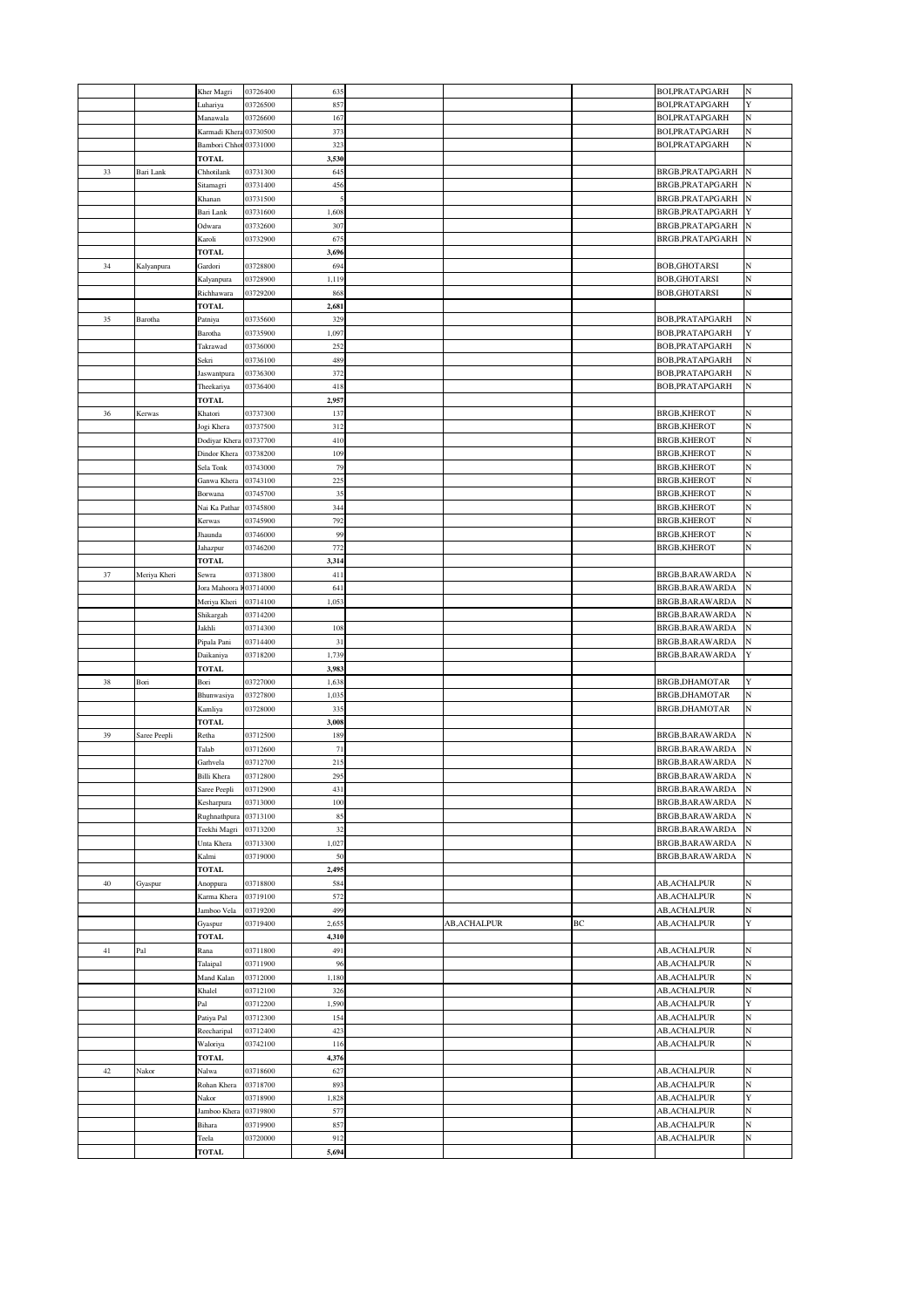| | | | | | | | | | |
|---|---|---|---|---|---|---|---|---|---|
| | | Kher Magri | 03726400 | 635 | | | | BOI,PRATAPGARH | N |
| | | Luhariya | 03726500 | 857 | | | | BOI,PRATAPGARH | Y |
| | | Manawala | 03726600 | 167 | | | | BOI,PRATAPGARH | N |
| | | Karmadi Khera | 03730500 | 373 | | | | BOI,PRATAPGARH | N |
| | | Bambori Chhot | 03731000 | 323 | | | | BOI,PRATAPGARH | N |
| | | **TOTAL** | | **3,530** | | | | | |
| 33 | Bari Lank | Chhotilank | 03731300 | 645 | | | | BRGB,PRATAPGARH | N |
| | | Sitamagri | 03731400 | 456 | | | | BRGB,PRATAPGARH | N |
| | | Khanan | 03731500 | 5 | | | | BRGB,PRATAPGARH | N |
| | | Bari Lank | 03731600 | 1,608 | | | | BRGB,PRATAPGARH | Y |
| | | Odwara | 03732600 | 307 | | | | BRGB,PRATAPGARH | N |
| | | Karoli | 03732900 | 675 | | | | BRGB,PRATAPGARH | N |
| | | **TOTAL** | | **3,696** | | | | | |
| 34 | Kalyanpura | Gardori | 03728800 | 694 | | | | BOB,GHOTARSI | N |
| | | Kalyanpura | 03728900 | 1,119 | | | | BOB,GHOTARSI | N |
| | | Richhawara | 03729200 | 868 | | | | BOB,GHOTARSI | N |
| | | **TOTAL** | | **2,681** | | | | | |
| 35 | Barotha | Patniya | 03735600 | 329 | | | | BOB,PRATAPGARH | N |
| | | Barotha | 03735900 | 1,097 | | | | BOB,PRATAPGARH | Y |
| | | Takrawad | 03736000 | 252 | | | | BOB,PRATAPGARH | N |
| | | Sekri | 03736100 | 489 | | | | BOB,PRATAPGARH | N |
| | | Jaswantpura | 03736300 | 372 | | | | BOB,PRATAPGARH | N |
| | | Theekariya | 03736400 | 418 | | | | BOB,PRATAPGARH | N |
| | | **TOTAL** | | **2,957** | | | | | |
| 36 | Kerwas | Khatori | 03737300 | 137 | | | | BRGB,KHEROT | N |
| | | Jogi Khera | 03737500 | 312 | | | | BRGB,KHEROT | N |
| | | Dodiyar Khera | 03737700 | 410 | | | | BRGB,KHEROT | N |
| | | Dindor Khera | 03738200 | 109 | | | | BRGB,KHEROT | N |
| | | Sela Tonk | 03743000 | 79 | | | | BRGB,KHEROT | N |
| | | Ganwa Khera | 03743100 | 225 | | | | BRGB,KHEROT | N |
| | | Borwana | 03745700 | 35 | | | | BRGB,KHEROT | N |
| | | Nai Ka Pathar | 03745800 | 344 | | | | BRGB,KHEROT | N |
| | | Kerwas | 03745900 | 792 | | | | BRGB,KHEROT | N |
| | | Jhaunda | 03746000 | 99 | | | | BRGB,KHEROT | N |
| | | Jahazpur | 03746200 | 772 | | | | BRGB,KHEROT | N |
| | | **TOTAL** | | **3,314** | | | | | |
| 37 | Meriya Kheri | Sewra | 03713800 | 411 | | | | BRGB,BARAWARDA | N |
| | | Jora Mahoora K | 03714000 | 641 | | | | BRGB,BARAWARDA | N |
| | | Meriya Kheri | 03714100 | 1,053 | | | | BRGB,BARAWARDA | N |
| | | Shikargah | 03714200 | | | | | BRGB,BARAWARDA | N |
| | | Jakhli | 03714300 | 108 | | | | BRGB,BARAWARDA | N |
| | | Pipala Pani | 03714400 | 31 | | | | BRGB,BARAWARDA | N |
| | | Daikaniya | 03718200 | 1,739 | | | | BRGB,BARAWARDA | Y |
| | | **TOTAL** | | **3,983** | | | | | |
| 38 | Bori | Bori | 03727000 | 1,638 | | | | BRGB,DHAMOTAR | Y |
| | | Bhunwasiya | 03727800 | 1,035 | | | | BRGB,DHAMOTAR | N |
| | | Kamliya | 03728000 | 335 | | | | BRGB,DHAMOTAR | N |
| | | **TOTAL** | | **3,008** | | | | | |
| 39 | Saree Peepli | Retha | 03712500 | 189 | | | | BRGB,BARAWARDA | N |
| | | Talab | 03712600 | 71 | | | | BRGB,BARAWARDA | N |
| | | Garhvela | 03712700 | 215 | | | | BRGB,BARAWARDA | N |
| | | Billi Khera | 03712800 | 295 | | | | BRGB,BARAWARDA | N |
| | | Saree Peepli | 03712900 | 431 | | | | BRGB,BARAWARDA | N |
| | | Kesharpura | 03713000 | 100 | | | | BRGB,BARAWARDA | N |
| | | Rughnathpura | 03713100 | 85 | | | | BRGB,BARAWARDA | N |
| | | Teekhi Magri | 03713200 | 32 | | | | BRGB,BARAWARDA | N |
| | | Unta Khera | 03713300 | 1,027 | | | | BRGB,BARAWARDA | N |
| | | Kalmi | 03719000 | 50 | | | | BRGB,BARAWARDA | N |
| | | **TOTAL** | | **2,495** | | | | | |
| 40 | Gyaspur | Anoppura | 03718800 | 584 | | | | AB,ACHALPUR | N |
| | | Karma Khera | 03719100 | 572 | | | | AB,ACHALPUR | N |
| | | Jamboo Vela | 03719200 | 499 | | | | AB,ACHALPUR | N |
| | | Gyaspur | 03719400 | 2,655 | | AB,ACHALPUR | BC | AB,ACHALPUR | Y |
| | | **TOTAL** | | **4,310** | | | | | |
| 41 | Pal | Rana | 03711800 | 491 | | | | AB,ACHALPUR | N |
| | | Talaipal | 03711900 | 96 | | | | AB,ACHALPUR | N |
| | | Mand Kalan | 03712000 | 1,180 | | | | AB,ACHALPUR | N |
| | | Khalel | 03712100 | 326 | | | | AB,ACHALPUR | N |
| | | Pal | 03712200 | 1,590 | | | | AB,ACHALPUR | Y |
| | | Patiya Pal | 03712300 | 154 | | | | AB,ACHALPUR | N |
| | | Reecharipal | 03712400 | 423 | | | | AB,ACHALPUR | N |
| | | Waloriya | 03742100 | 116 | | | | AB,ACHALPUR | N |
| | | **TOTAL** | | **4,376** | | | | | |
| 42 | Nakor | Nalwa | 03718600 | 627 | | | | AB,ACHALPUR | N |
| | | Rohan Khera | 03718700 | 893 | | | | AB,ACHALPUR | N |
| | | Nakor | 03718900 | 1,828 | | | | AB,ACHALPUR | Y |
| | | Jamboo Khera | 03719800 | 577 | | | | AB,ACHALPUR | N |
| | | Bihara | 03719900 | 857 | | | | AB,ACHALPUR | N |
| | | Teela | 03720000 | 912 | | | | AB,ACHALPUR | N |
| | | **TOTAL** | | **5,694** | | | | | |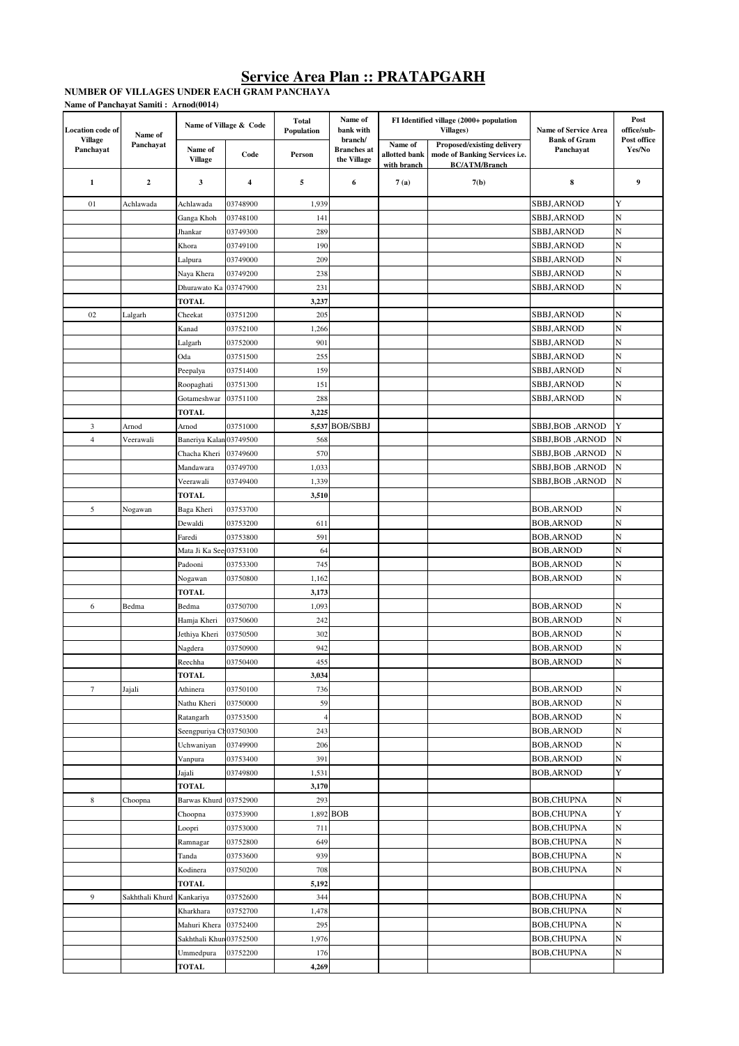# Service Area Plan :: PRATAPGARH

**NUMBER OF VILLAGES UNDER EACH GRAM PANCHAYA**

**Name of Panchayat Samiti : Arnod(0014)**

| Location code of Village Panchayat | Name of Panchayat | Name of Village & Code | | Total Population | Name of bank with branch/ Branches at the Village | FI Identified village (2000+ population Villages) | | Name of Service Area Bank of Gram Panchayat | Post office/sub-Post office Yes/No |
|---|---|---|---|---|---|---|---|---|---|
| | | Name of Village | Code | Person | | Name of allotted bank with branch | Proposed/existing delivery mode of Banking Services i.e. BC/ATM/Branch | | |
| 1 | 2 | 3 | 4 | 5 | 6 | 7 (a) | 7(b) | 8 | 9 |
| 01 | Achlawada | Achlawada | 03748900 | 1,939 | | | | SBBJ,ARNOD | Y |
| | | Ganga Khoh | 03748100 | 141 | | | | SBBJ,ARNOD | N |
| | | Jhankar | 03749300 | 289 | | | | SBBJ,ARNOD | N |
| | | Khora | 03749100 | 190 | | | | SBBJ,ARNOD | N |
| | | Lalpura | 03749000 | 209 | | | | SBBJ,ARNOD | N |
| | | Naya Khera | 03749200 | 238 | | | | SBBJ,ARNOD | N |
| | | Dhurawato Ka | 03747900 | 231 | | | | SBBJ,ARNOD | N |
| | | **TOTAL** | | **3,237** | | | | | |
| 02 | Lalgarh | Cheekat | 03751200 | 205 | | | | SBBJ,ARNOD | N |
| | | Kanad | 03752100 | 1,266 | | | | SBBJ,ARNOD | N |
| | | Lalgarh | 03752000 | 901 | | | | SBBJ,ARNOD | N |
| | | Oda | 03751500 | 255 | | | | SBBJ,ARNOD | N |
| | | Peepalya | 03751400 | 159 | | | | SBBJ,ARNOD | N |
| | | Roopaghati | 03751300 | 151 | | | | SBBJ,ARNOD | N |
| | | Gotameshwar | 03751100 | 288 | | | | SBBJ,ARNOD | N |
| | | **TOTAL** | | **3,225** | | | | | |
| 3 | Arnod | Arnod | 03751000 | **5,537** | BOB/SBBJ | | | SBBJ,BOB ,ARNOD | Y |
| 4 | Veerawali | Baneriya Kalan | 03749500 | 568 | | | | SBBJ,BOB ,ARNOD | N |
| | | Chacha Kheri | 03749600 | 570 | | | | SBBJ,BOB ,ARNOD | N |
| | | Mandawara | 03749700 | 1,033 | | | | SBBJ,BOB ,ARNOD | N |
| | | Veerawali | 03749400 | 1,339 | | | | SBBJ,BOB ,ARNOD | N |
| | | **TOTAL** | | **3,510** | | | | | |
| 5 | Nogawan | Baga Kheri | 03753700 | | | | | BOB,ARNOD | N |
| | | Dewaldi | 03753200 | 611 | | | | BOB,ARNOD | N |
| | | Faredi | 03753800 | 591 | | | | BOB,ARNOD | N |
| | | Mata Ji Ka See | 03753100 | 64 | | | | BOB,ARNOD | N |
| | | Padooni | 03753300 | 745 | | | | BOB,ARNOD | N |
| | | Nogawan | 03750800 | 1,162 | | | | BOB,ARNOD | N |
| | | **TOTAL** | | **3,173** | | | | | |
| 6 | Bedma | Bedma | 03750700 | 1,093 | | | | BOB,ARNOD | N |
| | | Hamja Kheri | 03750600 | 242 | | | | BOB,ARNOD | N |
| | | Jethiya Kheri | 03750500 | 302 | | | | BOB,ARNOD | N |
| | | Nagdera | 03750900 | 942 | | | | BOB,ARNOD | N |
| | | Reechha | 03750400 | 455 | | | | BOB,ARNOD | N |
| | | **TOTAL** | | **3,034** | | | | | |
| 7 | Jajali | Athinera | 03750100 | 736 | | | | BOB,ARNOD | N |
| | | Nathu Kheri | 03750000 | 59 | | | | BOB,ARNOD | N |
| | | Ratangarh | 03753500 | 4 | | | | BOB,ARNOD | N |
| | | Seengpuriya Ch | 03750300 | 243 | | | | BOB,ARNOD | N |
| | | Uchwaniyan | 03749900 | 206 | | | | BOB,ARNOD | N |
| | | Vanpura | 03753400 | 391 | | | | BOB,ARNOD | N |
| | | Jajali | 03749800 | 1,531 | | | | BOB,ARNOD | Y |
| | | **TOTAL** | | **3,170** | | | | | |
| 8 | Choopna | Barwas Khurd | 03752900 | 293 | | | | BOB,CHUPNA | N |
| | | Choopna | 03753900 | 1,892 | BOB | | | BOB,CHUPNA | Y |
| | | Loopri | 03753000 | 711 | | | | BOB,CHUPNA | N |
| | | Ramnagar | 03752800 | 649 | | | | BOB,CHUPNA | N |
| | | Tanda | 03753600 | 939 | | | | BOB,CHUPNA | N |
| | | Kodinera | 03750200 | 708 | | | | BOB,CHUPNA | N |
| | | **TOTAL** | | **5,192** | | | | | |
| 9 | Sakhthali Khurd | Kankariya | 03752600 | 344 | | | | BOB,CHUPNA | N |
| | | Kharkhara | 03752700 | 1,478 | | | | BOB,CHUPNA | N |
| | | Mahuri Khera | 03752400 | 295 | | | | BOB,CHUPNA | N |
| | | Sakhthali Khur | 03752500 | 1,976 | | | | BOB,CHUPNA | N |
| | | Ummedpura | 03752200 | 176 | | | | BOB,CHUPNA | N |
| | | **TOTAL** | | **4,269** | | | | | |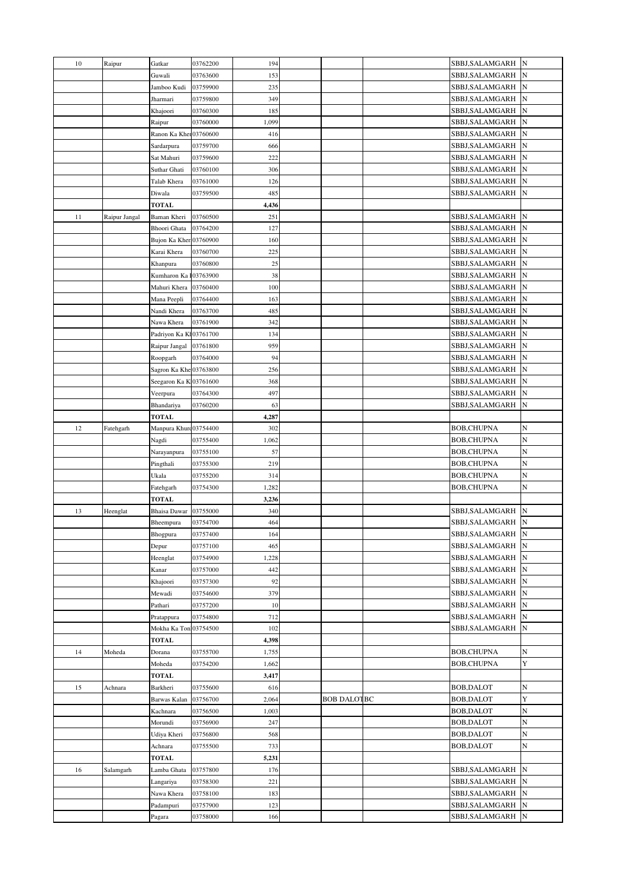| 10 | Raipur | Gatkar | 03762200 | 194 | | | | SBBJ,SALAMGARH | N |
|---|---|---|---|---|---|---|---|---|---|
| | | Guwali | 03763600 | 153 | | | | SBBJ,SALAMGARH | N |
| | | Jamboo Kudi | 03759900 | 235 | | | | SBBJ,SALAMGARH | N |
| | | Jharmari | 03759800 | 349 | | | | SBBJ,SALAMGARH | N |
| | | Khajoori | 03760300 | 185 | | | | SBBJ,SALAMGARH | N |
| | | Raipur | 03760000 | 1,099 | | | | SBBJ,SALAMGARH | N |
| | | Ranon Ka Khei | 03760600 | 416 | | | | SBBJ,SALAMGARH | N |
| | | Sardarpura | 03759700 | 666 | | | | SBBJ,SALAMGARH | N |
| | | Sat Mahuri | 03759600 | 222 | | | | SBBJ,SALAMGARH | N |
| | | Suthar Ghati | 03760100 | 306 | | | | SBBJ,SALAMGARH | N |
| | | Talab Khera | 03761000 | 126 | | | | SBBJ,SALAMGARH | N |
| | | Diwala | 03759500 | 485 | | | | SBBJ,SALAMGARH | N |
| | | **TOTAL** | | **4,436** | | | | | |
| 11 | Raipur Jangal | Baman Kheri | 03760500 | 251 | | | | SBBJ,SALAMGARH | N |
| | | Bhoori Ghata | 03764200 | 127 | | | | SBBJ,SALAMGARH | N |
| | | Bujon Ka Kher | 03760900 | 160 | | | | SBBJ,SALAMGARH | N |
| | | Karai Khera | 03760700 | 225 | | | | SBBJ,SALAMGARH | N |
| | | Khanpura | 03760800 | 25 | | | | SBBJ,SALAMGARH | N |
| | | Kumharon Ka I | 03763900 | 38 | | | | SBBJ,SALAMGARH | N |
| | | Mahuri Khera | 03760400 | 100 | | | | SBBJ,SALAMGARH | N |
| | | Mana Peepli | 03764400 | 163 | | | | SBBJ,SALAMGARH | N |
| | | Nandi Khera | 03763700 | 485 | | | | SBBJ,SALAMGARH | N |
| | | Nawa Khera | 03761900 | 342 | | | | SBBJ,SALAMGARH | N |
| | | Padriyon Ka Kl | 03761700 | 134 | | | | SBBJ,SALAMGARH | N |
| | | Raipur Jangal | 03761800 | 959 | | | | SBBJ,SALAMGARH | N |
| | | Roopgarh | 03764000 | 94 | | | | SBBJ,SALAMGARH | N |
| | | Sagron Ka Khe | 03763800 | 256 | | | | SBBJ,SALAMGARH | N |
| | | Seegaron Ka K | 03761600 | 368 | | | | SBBJ,SALAMGARH | N |
| | | Veerpura | 03764300 | 497 | | | | SBBJ,SALAMGARH | N |
| | | Bhandariya | 03760200 | 63 | | | | SBBJ,SALAMGARH | N |
| | | **TOTAL** | | **4,287** | | | | | |
| 12 | Fatehgarh | Manpura Khurd | 03754400 | 302 | | | | BOB,CHUPNA | N |
| | | Nagdi | 03755400 | 1,062 | | | | BOB,CHUPNA | N |
| | | Narayanpura | 03755100 | 57 | | | | BOB,CHUPNA | N |
| | | Pingthali | 03755300 | 219 | | | | BOB,CHUPNA | N |
| | | Ukala | 03755200 | 314 | | | | BOB,CHUPNA | N |
| | | Fatehgarh | 03754300 | 1,282 | | | | BOB,CHUPNA | N |
| | | **TOTAL** | | **3,236** | | | | | |
| 13 | Heenglat | Bhaisa Dawar | 03755000 | 340 | | | | SBBJ,SALAMGARH | N |
| | | Bheempura | 03754700 | 464 | | | | SBBJ,SALAMGARH | N |
| | | Bhogpura | 03757400 | 164 | | | | SBBJ,SALAMGARH | N |
| | | Depur | 03757100 | 465 | | | | SBBJ,SALAMGARH | N |
| | | Heenglat | 03754900 | 1,228 | | | | SBBJ,SALAMGARH | N |
| | | Kanar | 03757000 | 442 | | | | SBBJ,SALAMGARH | N |
| | | Khajoori | 03757300 | 92 | | | | SBBJ,SALAMGARH | N |
| | | Mewadi | 03754600 | 379 | | | | SBBJ,SALAMGARH | N |
| | | Pathari | 03757200 | 10 | | | | SBBJ,SALAMGARH | N |
| | | Pratappura | 03754800 | 712 | | | | SBBJ,SALAMGARH | N |
| | | Mokha Ka Ton | 03754500 | 102 | | | | SBBJ,SALAMGARH | N |
| | | **TOTAL** | | **4,398** | | | | | |
| 14 | Moheda | Dorana | 03755700 | 1,755 | | | | BOB,CHUPNA | N |
| | | Moheda | 03754200 | 1,662 | | | | BOB,CHUPNA | Y |
| | | **TOTAL** | | **3,417** | | | | | |
| 15 | Achnara | Barkheri | 03755600 | 616 | | | | BOB,DALOT | N |
| | | Barwas Kalan | 03756700 | 2,064 | | BOB DALOT | BC | BOB,DALOT | Y |
| | | Kachnara | 03756500 | 1,003 | | | | BOB,DALOT | N |
| | | Morundi | 03756900 | 247 | | | | BOB,DALOT | N |
| | | Udiya Kheri | 03756800 | 568 | | | | BOB,DALOT | N |
| | | Achnara | 03755500 | 733 | | | | BOB,DALOT | N |
| | | **TOTAL** | | **5,231** | | | | | |
| 16 | Salamgarh | Lamba Ghata | 03757800 | 176 | | | | SBBJ,SALAMGARH | N |
| | | Langariya | 03758300 | 221 | | | | SBBJ,SALAMGARH | N |
| | | Nawa Khera | 03758100 | 183 | | | | SBBJ,SALAMGARH | N |
| | | Padampuri | 03757900 | 123 | | | | SBBJ,SALAMGARH | N |
| | | Pagara | 03758000 | 166 | | | | SBBJ,SALAMGARH | N |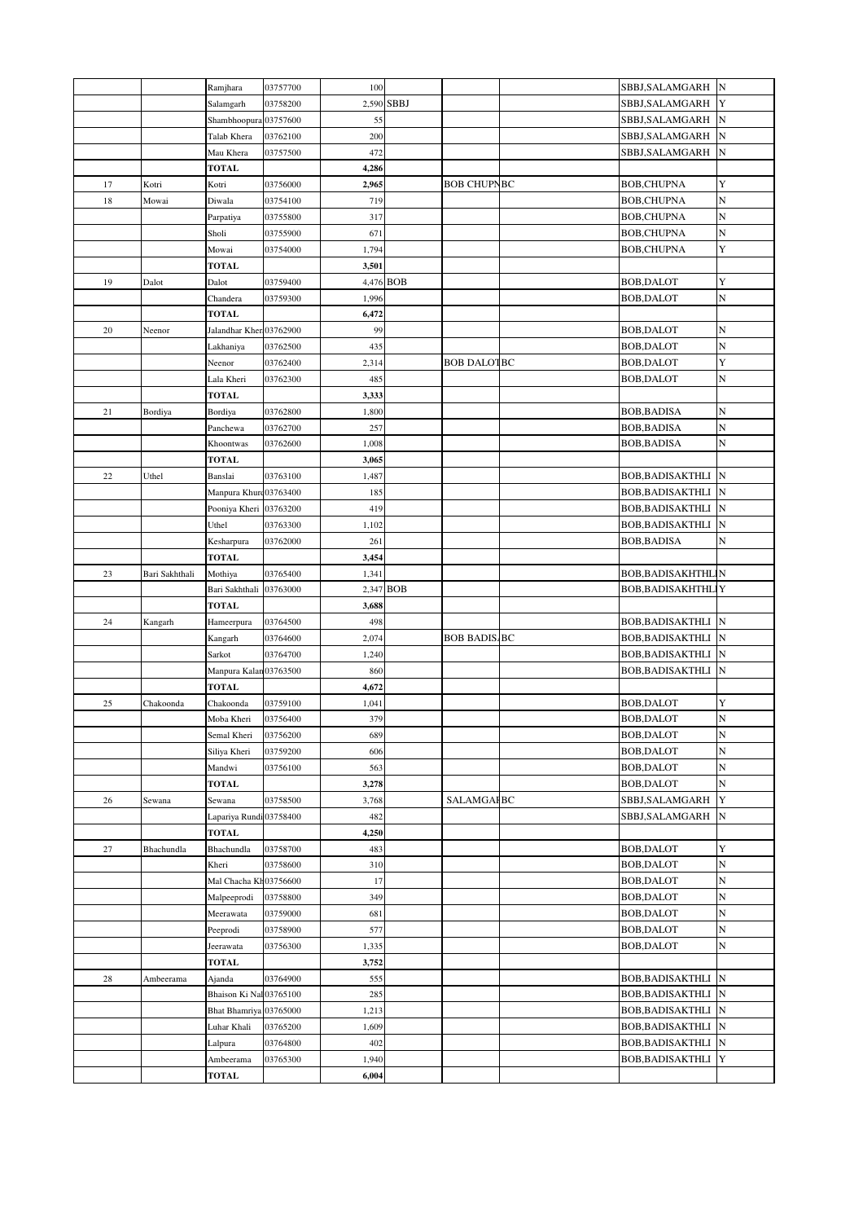| | | | | | | | | | |
|---|---|---|---|---|---|---|---|---|---|
| | | Ramjhara | 03757700 | 100 | | | | SBBJ,SALAMGARH | N |
| | | Salamgarh | 03758200 | 2,590 | SBBJ | | | SBBJ,SALAMGARH | Y |
| | | Shambhoopura | 03757600 | 55 | | | | SBBJ,SALAMGARH | N |
| | | Talab Khera | 03762100 | 200 | | | | SBBJ,SALAMGARH | N |
| | | Mau Khera | 03757500 | 472 | | | | SBBJ,SALAMGARH | N |
| | | **TOTAL** | | **4,286** | | | | | |
| 17 | Kotri | Kotri | 03756000 | **2,965** | | BOB CHUPN | BC | BOB,CHUPNA | Y |
| 18 | Mowai | Diwala | 03754100 | 719 | | | | BOB,CHUPNA | N |
| | | Parpatiya | 03755800 | 317 | | | | BOB,CHUPNA | N |
| | | Sholi | 03755900 | 671 | | | | BOB,CHUPNA | N |
| | | Mowai | 03754000 | 1,794 | | | | BOB,CHUPNA | Y |
| | | **TOTAL** | | **3,501** | | | | | |
| 19 | Dalot | Dalot | 03759400 | 4,476 | BOB | | | BOB,DALOT | Y |
| | | Chandera | 03759300 | 1,996 | | | | BOB,DALOT | N |
| | | **TOTAL** | | **6,472** | | | | | |
| 20 | Neenor | Jalandhar Kher | 03762900 | 99 | | | | BOB,DALOT | N |
| | | Lakhaniya | 03762500 | 435 | | | | BOB,DALOT | N |
| | | Neenor | 03762400 | 2,314 | | BOB DALOT | BC | BOB,DALOT | Y |
| | | Lala Kheri | 03762300 | 485 | | | | BOB,DALOT | N |
| | | **TOTAL** | | **3,333** | | | | | |
| 21 | Bordiya | Bordiya | 03762800 | 1,800 | | | | BOB,BADISA | N |
| | | Panchewa | 03762700 | 257 | | | | BOB,BADISA | N |
| | | Khoontwas | 03762600 | 1,008 | | | | BOB,BADISA | N |
| | | **TOTAL** | | **3,065** | | | | | |
| 22 | Uthel | Banslai | 03763100 | 1,487 | | | | BOB,BADISAKTHLI | N |
| | | Manpura Khurd | 03763400 | 185 | | | | BOB,BADISAKTHLI | N |
| | | Pooniya Kheri | 03763200 | 419 | | | | BOB,BADISAKTHLI | N |
| | | Uthel | 03763300 | 1,102 | | | | BOB,BADISAKTHLI | N |
| | | Kesharpura | 03762000 | 261 | | | | BOB,BADISA | N |
| | | **TOTAL** | | **3,454** | | | | | |
| 23 | Bari Sakhthali | Mothiya | 03765400 | 1,341 | | | | BOB,BADISAKHTHLI | N |
| | | Bari Sakhthali | 03763000 | 2,347 | BOB | | | BOB,BADISAKHTHLI | Y |
| | | **TOTAL** | | **3,688** | | | | | |
| 24 | Kangarh | Hameerpura | 03764500 | 498 | | | | BOB,BADISAKTHLI | N |
| | | Kangarh | 03764600 | 2,074 | | BOB BADIS | BC | BOB,BADISAKTHLI | N |
| | | Sarkot | 03764700 | 1,240 | | | | BOB,BADISAKTHLI | N |
| | | Manpura Kalan | 03763500 | 860 | | | | BOB,BADISAKTHLI | N |
| | | **TOTAL** | | **4,672** | | | | | |
| 25 | Chakoonda | Chakoonda | 03759100 | 1,041 | | | | BOB,DALOT | Y |
| | | Moba Kheri | 03756400 | 379 | | | | BOB,DALOT | N |
| | | Semal Kheri | 03756200 | 689 | | | | BOB,DALOT | N |
| | | Siliya Kheri | 03759200 | 606 | | | | BOB,DALOT | N |
| | | Mandwi | 03756100 | 563 | | | | BOB,DALOT | N |
| | | **TOTAL** | | **3,278** | | | | BOB,DALOT | N |
| 26 | Sewana | Sewana | 03758500 | 3,768 | | SALAMGAH | BC | SBBJ,SALAMGARH | Y |
| | | Lapariya Rundi | 03758400 | 482 | | | | SBBJ,SALAMGARH | N |
| | | **TOTAL** | | **4,250** | | | | | |
| 27 | Bhachundla | Bhachundla | 03758700 | 483 | | | | BOB,DALOT | Y |
| | | Kheri | 03758600 | 310 | | | | BOB,DALOT | N |
| | | Mal Chacha Kh | 03756600 | 17 | | | | BOB,DALOT | N |
| | | Malpeeprodi | 03758800 | 349 | | | | BOB,DALOT | N |
| | | Meerawata | 03759000 | 681 | | | | BOB,DALOT | N |
| | | Peeprodi | 03758900 | 577 | | | | BOB,DALOT | N |
| | | Jeerawata | 03756300 | 1,335 | | | | BOB,DALOT | N |
| | | **TOTAL** | | **3,752** | | | | | |
| 28 | Ambeerama | Ajanda | 03764900 | 555 | | | | BOB,BADISAKTHLI | N |
| | | Bhaison Ki Nal | 03765100 | 285 | | | | BOB,BADISAKTHLI | N |
| | | Bhat Bhamriya | 03765000 | 1,213 | | | | BOB,BADISAKTHLI | N |
| | | Luhar Khali | 03765200 | 1,609 | | | | BOB,BADISAKTHLI | N |
| | | Lalpura | 03764800 | 402 | | | | BOB,BADISAKTHLI | N |
| | | Ambeerama | 03765300 | 1,940 | | | | BOB,BADISAKTHLI | Y |
| | | **TOTAL** | | **6,004** | | | | | |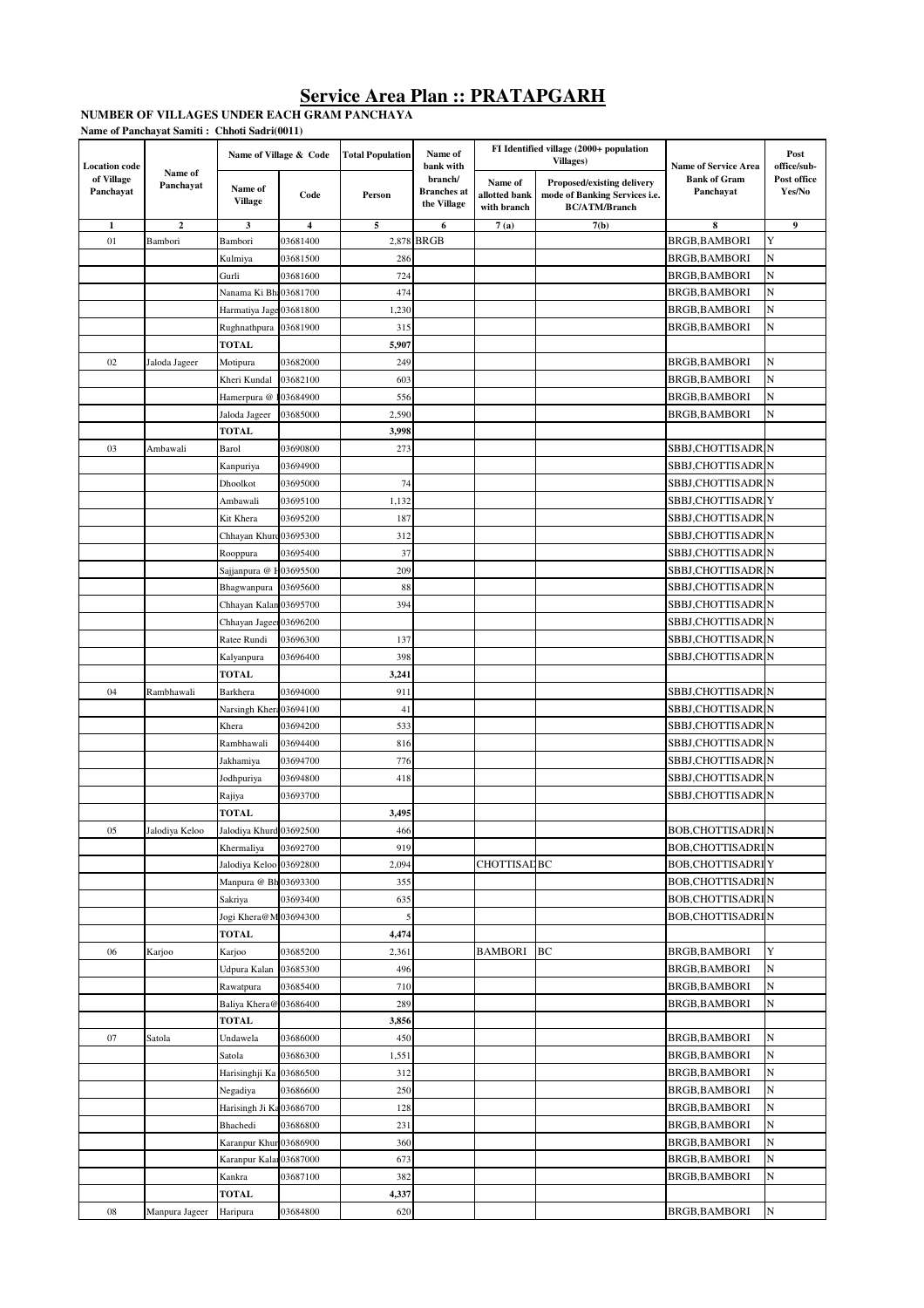# Service Area Plan :: PRATAPGARH

**NUMBER OF VILLAGES UNDER EACH GRAM PANCHAYA**

**Name of Panchayat Samiti : Chhoti Sadri(0011)**

| Location code of Village Panchayat | Name of Panchayat | Name of Village & Code | | Total Population | Name of bank with branch/ Branches at the Village | FI Identified village (2000+ population Villages) | | Name of Service Area Bank of Gram Panchayat | Post office/sub-Post office Yes/No |
|---|---|---|---|---|---|---|---|---|---|
| | | Name of Village | Code | Person | | Name of allotted bank with branch | Proposed/existing delivery mode of Banking Services i.e. BC/ATM/Branch | | |
| 1 | 2 | 3 | 4 | 5 | 6 | 7 (a) | 7(b) | 8 | 9 |
| 01 | Bambori | Bambori | 03681400 | 2,878 | BRGB | | | BRGB,BAMBORI | Y |
| | | Kulmiya | 03681500 | 286 | | | | BRGB,BAMBORI | N |
| | | Gurli | 03681600 | 724 | | | | BRGB,BAMBORI | N |
| | | Nanama Ki Bh | 03681700 | 474 | | | | BRGB,BAMBORI | N |
| | | Harmatiya Jage | 03681800 | 1,230 | | | | BRGB,BAMBORI | N |
| | | Rughnathpura | 03681900 | 315 | | | | BRGB,BAMBORI | N |
| | | **TOTAL** | | **5,907** | | | | | |
| 02 | Jaloda Jageer | Motipura | 03682000 | 249 | | | | BRGB,BAMBORI | N |
| | | Kheri Kundal | 03682100 | 603 | | | | BRGB,BAMBORI | N |
| | | Hamerpura @ I | 03684900 | 556 | | | | BRGB,BAMBORI | N |
| | | Jaloda Jageer | 03685000 | 2,590 | | | | BRGB,BAMBORI | N |
| | | **TOTAL** | | **3,998** | | | | | |
| 03 | Ambawali | Barol | 03690800 | 273 | | | | SBBJ,CHOTTISADR | N |
| | | Kanpuriya | 03694900 | | | | | SBBJ,CHOTTISADR | N |
| | | Dhoolkot | 03695000 | 74 | | | | SBBJ,CHOTTISADR | N |
| | | Ambawali | 03695100 | 1,132 | | | | SBBJ,CHOTTISADR | Y |
| | | Kit Khera | 03695200 | 187 | | | | SBBJ,CHOTTISADR | N |
| | | Chhayan Khurd | 03695300 | 312 | | | | SBBJ,CHOTTISADR | N |
| | | Rooppura | 03695400 | 37 | | | | SBBJ,CHOTTISADR | N |
| | | Sajjanpura @ I | 03695500 | 209 | | | | SBBJ,CHOTTISADR | N |
| | | Bhagwanpura | 03695600 | 88 | | | | SBBJ,CHOTTISADR | N |
| | | Chhayan Kalan | 03695700 | 394 | | | | SBBJ,CHOTTISADR | N |
| | | Chhayan Jageer | 03696200 | | | | | SBBJ,CHOTTISADR | N |
| | | Ratee Rundi | 03696300 | 137 | | | | SBBJ,CHOTTISADR | N |
| | | Kalyanpura | 03696400 | 398 | | | | SBBJ,CHOTTISADR | N |
| | | **TOTAL** | | **3,241** | | | | | |
| 04 | Rambhawali | Barkhera | 03694000 | 911 | | | | SBBJ,CHOTTISADR | N |
| | | Narsingh Khera | 03694100 | 41 | | | | SBBJ,CHOTTISADR | N |
| | | Khera | 03694200 | 533 | | | | SBBJ,CHOTTISADR | N |
| | | Rambhawali | 03694400 | 816 | | | | SBBJ,CHOTTISADR | N |
| | | Jakhamiya | 03694700 | 776 | | | | SBBJ,CHOTTISADR | N |
| | | Jodhpuriya | 03694800 | 418 | | | | SBBJ,CHOTTISADR | N |
| | | Rajiya | 03693700 | | | | | SBBJ,CHOTTISADR | N |
| | | **TOTAL** | | **3,495** | | | | | |
| 05 | Jalodiya Keloo | Jalodiya Khurd | 03692500 | 466 | | | | BOB,CHOTTISADRI | N |
| | | Khermaliya | 03692700 | 919 | | | | BOB,CHOTTISADRI | N |
| | | Jalodiya Keloo | 03692800 | 2,094 | | CHOTTISAD | BC | BOB,CHOTTISADRI | Y |
| | | Manpura @ Bh | 03693300 | 355 | | | | BOB,CHOTTISADRI | N |
| | | Sakriya | 03693400 | 635 | | | | BOB,CHOTTISADRI | N |
| | | Jogi Khera@M | 03694300 | 5 | | | | BOB,CHOTTISADRI | N |
| | | **TOTAL** | | **4,474** | | | | | |
| 06 | Karjoo | Karjoo | 03685200 | 2,361 | | BAMBORI | BC | BRGB,BAMBORI | Y |
| | | Udpura Kalan | 03685300 | 496 | | | | BRGB,BAMBORI | N |
| | | Rawatpura | 03685400 | 710 | | | | BRGB,BAMBORI | N |
| | | Baliya Khera@ | 03686400 | 289 | | | | BRGB,BAMBORI | N |
| | | **TOTAL** | | **3,856** | | | | | |
| 07 | Satola | Undawela | 03686000 | 450 | | | | BRGB,BAMBORI | N |
| | | Satola | 03686300 | 1,551 | | | | BRGB,BAMBORI | N |
| | | Harisinghji Ka | 03686500 | 312 | | | | BRGB,BAMBORI | N |
| | | Negadiya | 03686600 | 250 | | | | BRGB,BAMBORI | N |
| | | Harisingh Ji Ka | 03686700 | 128 | | | | BRGB,BAMBORI | N |
| | | Bhachedi | 03686800 | 231 | | | | BRGB,BAMBORI | N |
| | | Karanpur Khur | 03686900 | 360 | | | | BRGB,BAMBORI | N |
| | | Karanpur Kalan | 03687000 | 673 | | | | BRGB,BAMBORI | N |
| | | Kankra | 03687100 | 382 | | | | BRGB,BAMBORI | N |
| | | **TOTAL** | | **4,337** | | | | | |
| 08 | Manpura Jageer | Haripura | 03684800 | 620 | | | | BRGB,BAMBORI | N |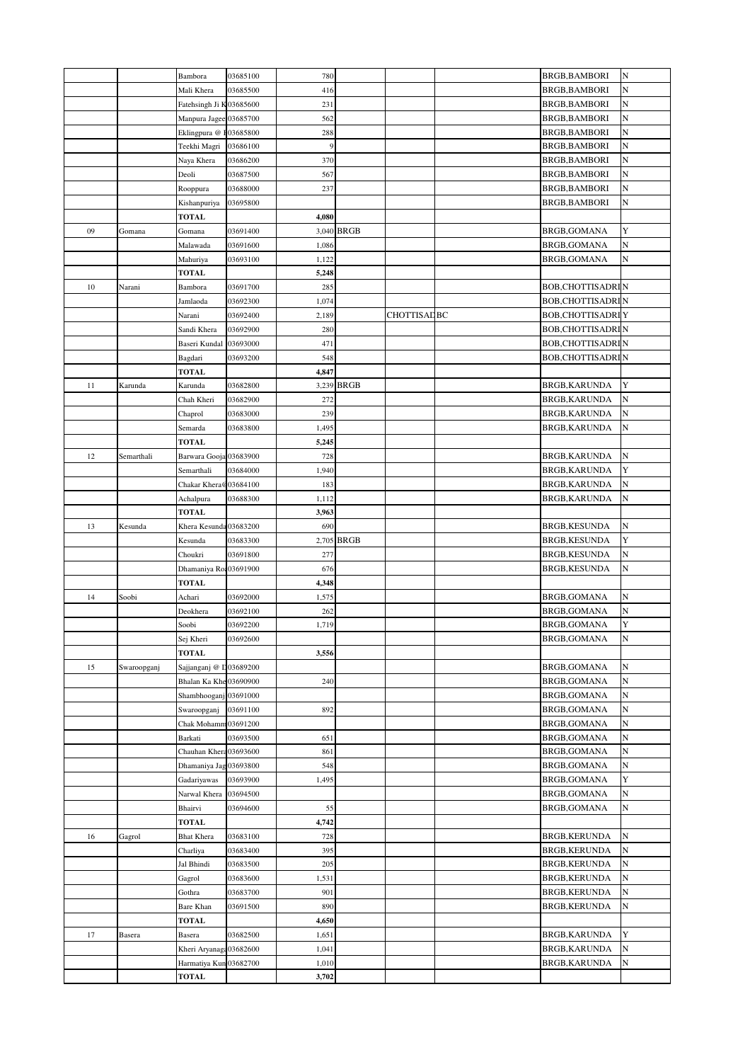| | | | | | | | | | |
|---|---|---|---|---|---|---|---|---|---|
| | | Bambora | 03685100 | 780 | | | | BRGB,BAMBORI | N |
| | | Mali Khera | 03685500 | 416 | | | | BRGB,BAMBORI | N |
| | | Fatehsingh Ji K | 03685600 | 231 | | | | BRGB,BAMBORI | N |
| | | Manpura Jagee | 03685700 | 562 | | | | BRGB,BAMBORI | N |
| | | Eklingpura @ I | 03685800 | 288 | | | | BRGB,BAMBORI | N |
| | | Teekhi Magri | 03686100 | 9 | | | | BRGB,BAMBORI | N |
| | | Naya Khera | 03686200 | 370 | | | | BRGB,BAMBORI | N |
| | | Deoli | 03687500 | 567 | | | | BRGB,BAMBORI | N |
| | | Rooppura | 03688000 | 237 | | | | BRGB,BAMBORI | N |
| | | Kishanpuriya | 03695800 | | | | | BRGB,BAMBORI | N |
| | | **TOTAL** | | **4,080** | | | | | |
| 09 | Gomana | Gomana | 03691400 | 3,040 | BRGB | | | BRGB,GOMANA | Y |
| | | Malawada | 03691600 | 1,086 | | | | BRGB,GOMANA | N |
| | | Mahuriya | 03693100 | 1,122 | | | | BRGB,GOMANA | N |
| | | **TOTAL** | | **5,248** | | | | | |
| 10 | Narani | Bambora | 03691700 | 285 | | | | BOB,CHOTTISADRI | N |
| | | Jamlaoda | 03692300 | 1,074 | | | | BOB,CHOTTISADRI | N |
| | | Narani | 03692400 | 2,189 | | CHOTTISAD | BC | BOB,CHOTTISADRI | Y |
| | | Sandi Khera | 03692900 | 280 | | | | BOB,CHOTTISADRI | N |
| | | Baseri Kundal | 03693000 | 471 | | | | BOB,CHOTTISADRI | N |
| | | Bagdari | 03693200 | 548 | | | | BOB,CHOTTISADRI | N |
| | | **TOTAL** | | **4,847** | | | | | |
| 11 | Karunda | Karunda | 03682800 | 3,239 | BRGB | | | BRGB,KARUNDA | Y |
| | | Chah Kheri | 03682900 | 272 | | | | BRGB,KARUNDA | N |
| | | Chaprol | 03683000 | 239 | | | | BRGB,KARUNDA | N |
| | | Semarda | 03683800 | 1,495 | | | | BRGB,KARUNDA | N |
| | | **TOTAL** | | **5,245** | | | | | |
| 12 | Semarthali | Barwara Gooja | 03683900 | 728 | | | | BRGB,KARUNDA | N |
| | | Semarthali | 03684000 | 1,940 | | | | BRGB,KARUNDA | Y |
| | | Chakar Khera@ | 03684100 | 183 | | | | BRGB,KARUNDA | N |
| | | Achalpura | 03688300 | 1,112 | | | | BRGB,KARUNDA | N |
| | | **TOTAL** | | **3,963** | | | | | |
| 13 | Kesunda | Khera Kesunda | 03683200 | 690 | | | | BRGB,KESUNDA | N |
| | | Kesunda | 03683300 | 2,705 | BRGB | | | BRGB,KESUNDA | Y |
| | | Choukri | 03691800 | 277 | | | | BRGB,KESUNDA | N |
| | | Dhamaniya Ro | 03691900 | 676 | | | | BRGB,KESUNDA | N |
| | | **TOTAL** | | **4,348** | | | | | |
| 14 | Soobi | Achari | 03692000 | 1,575 | | | | BRGB,GOMANA | N |
| | | Deokhera | 03692100 | 262 | | | | BRGB,GOMANA | N |
| | | Soobi | 03692200 | 1,719 | | | | BRGB,GOMANA | Y |
| | | Sej Kheri | 03692600 | | | | | BRGB,GOMANA | N |
| | | **TOTAL** | | **3,556** | | | | | |
| 15 | Swaroopganj | Sajjanganj @ D | 03689200 | | | | | BRGB,GOMANA | N |
| | | Bhalan Ka Khe | 03690900 | 240 | | | | BRGB,GOMANA | N |
| | | Shambhooganj | 03691000 | | | | | BRGB,GOMANA | N |
| | | Swaroopganj | 03691100 | 892 | | | | BRGB,GOMANA | N |
| | | Chak Mohamm | 03691200 | | | | | BRGB,GOMANA | N |
| | | Barkati | 03693500 | 651 | | | | BRGB,GOMANA | N |
| | | Chauhan Khera | 03693600 | 861 | | | | BRGB,GOMANA | N |
| | | Dhamaniya Jag | 03693800 | 548 | | | | BRGB,GOMANA | N |
| | | Gadariyawas | 03693900 | 1,495 | | | | BRGB,GOMANA | Y |
| | | Narwal Khera | 03694500 | | | | | BRGB,GOMANA | N |
| | | Bhairvi | 03694600 | 55 | | | | BRGB,GOMANA | N |
| | | **TOTAL** | | **4,742** | | | | | |
| 16 | Gagrol | Bhat Khera | 03683100 | 728 | | | | BRGB,KERUNDA | N |
| | | Charliya | 03683400 | 395 | | | | BRGB,KERUNDA | N |
| | | Jal Bhindi | 03683500 | 205 | | | | BRGB,KERUNDA | N |
| | | Gagrol | 03683600 | 1,531 | | | | BRGB,KERUNDA | N |
| | | Gothra | 03683700 | 901 | | | | BRGB,KERUNDA | N |
| | | Bare Khan | 03691500 | 890 | | | | BRGB,KERUNDA | N |
| | | **TOTAL** | | **4,650** | | | | | |
| 17 | Basera | Basera | 03682500 | 1,651 | | | | BRGB,KARUNDA | Y |
| | | Kheri Aryanaga | 03682600 | 1,041 | | | | BRGB,KARUNDA | N |
| | | Harmatiya Kun | 03682700 | 1,010 | | | | BRGB,KARUNDA | N |
| | | **TOTAL** | | **3,702** | | | | | |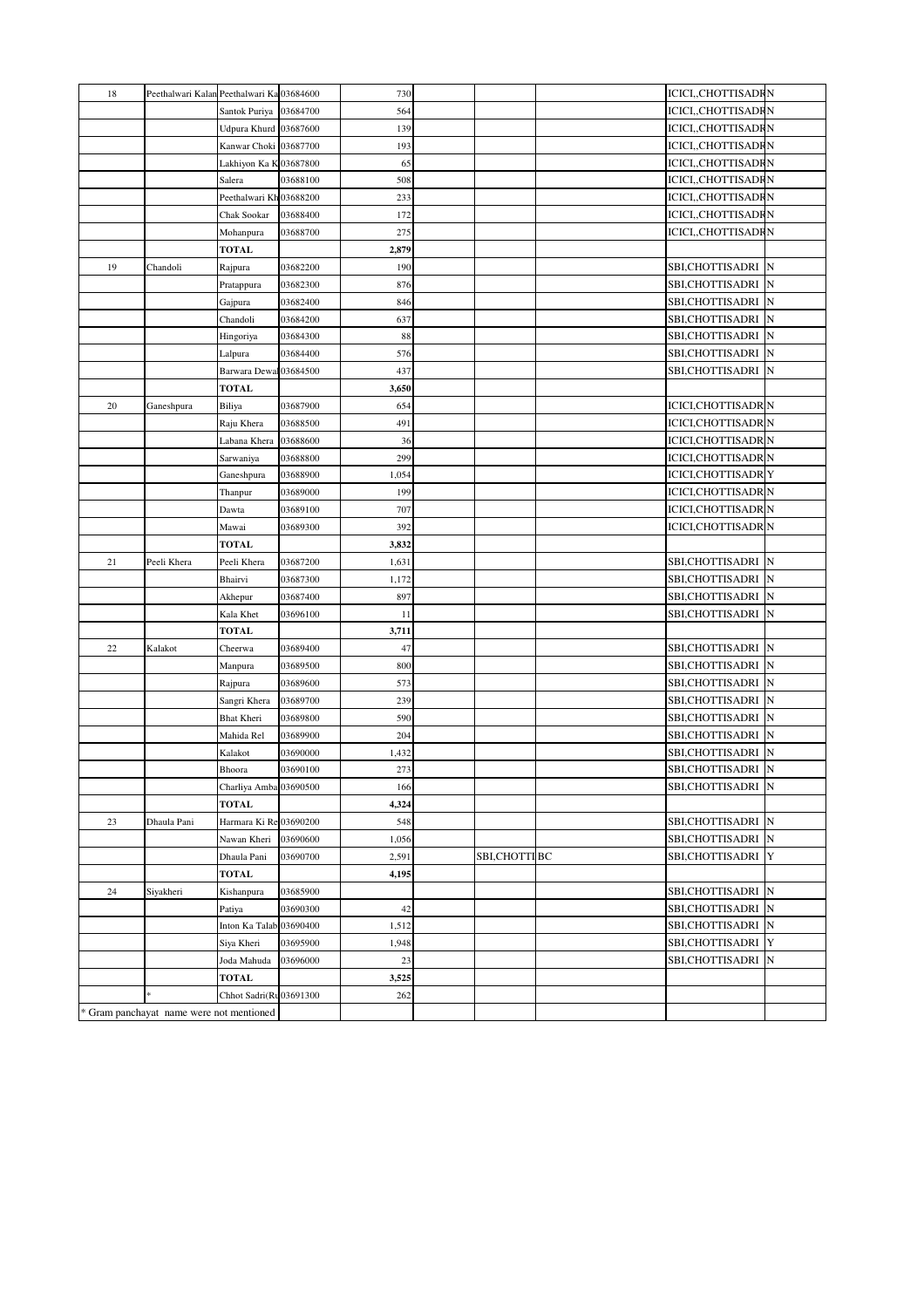| | | | | | | | | | |
|---|---|---|---|---|---|---|---|---|---|
| 18 | Peethalwari Kalan | Peethalwari Ka | 03684600 | 730 | | | | ICICI,,CHOTTISADR | N |
| | | Santok Puriya | 03684700 | 564 | | | | ICICI,,CHOTTISADR | N |
| | | Udpura Khurd | 03687600 | 139 | | | | ICICI,,CHOTTISADR | N |
| | | Kanwar Choki | 03687700 | 193 | | | | ICICI,,CHOTTISADR | N |
| | | Lakhiyon Ka K | 03687800 | 65 | | | | ICICI,,CHOTTISADR | N |
| | | Salera | 03688100 | 508 | | | | ICICI,,CHOTTISADR | N |
| | | Peethalwari Kh | 03688200 | 233 | | | | ICICI,,CHOTTISADR | N |
| | | Chak Sookar | 03688400 | 172 | | | | ICICI,,CHOTTISADR | N |
| | | Mohanpura | 03688700 | 275 | | | | ICICI,,CHOTTISADR | N |
| | | **TOTAL** | | **2,879** | | | | | |
| 19 | Chandoli | Rajpura | 03682200 | 190 | | | | SBI,CHOTTISADRI | N |
| | | Pratappura | 03682300 | 876 | | | | SBI,CHOTTISADRI | N |
| | | Gajpura | 03682400 | 846 | | | | SBI,CHOTTISADRI | N |
| | | Chandoli | 03684200 | 637 | | | | SBI,CHOTTISADRI | N |
| | | Hingoriya | 03684300 | 88 | | | | SBI,CHOTTISADRI | N |
| | | Lalpura | 03684400 | 576 | | | | SBI,CHOTTISADRI | N |
| | | Barwara Dewal | 03684500 | 437 | | | | SBI,CHOTTISADRI | N |
| | | **TOTAL** | | **3,650** | | | | | |
| 20 | Ganeshpura | Biliya | 03687900 | 654 | | | | ICICI,CHOTTISADR | N |
| | | Raju Khera | 03688500 | 491 | | | | ICICI,CHOTTISADR | N |
| | | Labana Khera | 03688600 | 36 | | | | ICICI,CHOTTISADR | N |
| | | Sarwaniya | 03688800 | 299 | | | | ICICI,CHOTTISADR | N |
| | | Ganeshpura | 03688900 | 1,054 | | | | ICICI,CHOTTISADR | Y |
| | | Thanpur | 03689000 | 199 | | | | ICICI,CHOTTISADR | N |
| | | Dawta | 03689100 | 707 | | | | ICICI,CHOTTISADR | N |
| | | Mawai | 03689300 | 392 | | | | ICICI,CHOTTISADR | N |
| | | **TOTAL** | | **3,832** | | | | | |
| 21 | Peeli Khera | Peeli Khera | 03687200 | 1,631 | | | | SBI,CHOTTISADRI | N |
| | | Bhairvi | 03687300 | 1,172 | | | | SBI,CHOTTISADRI | N |
| | | Akhepur | 03687400 | 897 | | | | SBI,CHOTTISADRI | N |
| | | Kala Khet | 03696100 | 11 | | | | SBI,CHOTTISADRI | N |
| | | **TOTAL** | | **3,711** | | | | | |
| 22 | Kalakot | Cheerwa | 03689400 | 47 | | | | SBI,CHOTTISADRI | N |
| | | Manpura | 03689500 | 800 | | | | SBI,CHOTTISADRI | N |
| | | Rajpura | 03689600 | 573 | | | | SBI,CHOTTISADRI | N |
| | | Sangri Khera | 03689700 | 239 | | | | SBI,CHOTTISADRI | N |
| | | Bhat Kheri | 03689800 | 590 | | | | SBI,CHOTTISADRI | N |
| | | Mahida Rel | 03689900 | 204 | | | | SBI,CHOTTISADRI | N |
| | | Kalakot | 03690000 | 1,432 | | | | SBI,CHOTTISADRI | N |
| | | Bhoora | 03690100 | 273 | | | | SBI,CHOTTISADRI | N |
| | | Charliya Amba | 03690500 | 166 | | | | SBI,CHOTTISADRI | N |
| | | **TOTAL** | | **4,324** | | | | | |
| 23 | Dhaula Pani | Harmara Ki Re | 03690200 | 548 | | | | SBI,CHOTTISADRI | N |
| | | Nawan Kheri | 03690600 | 1,056 | | | | SBI,CHOTTISADRI | N |
| | | Dhaula Pani | 03690700 | 2,591 | | SBI,CHOTTI | BC | SBI,CHOTTISADRI | Y |
| | | **TOTAL** | | **4,195** | | | | | |
| 24 | Siyakheri | Kishanpura | 03685900 | | | | | SBI,CHOTTISADRI | N |
| | | Patiya | 03690300 | 42 | | | | SBI,CHOTTISADRI | N |
| | | Inton Ka Talab | 03690400 | 1,512 | | | | SBI,CHOTTISADRI | N |
| | | Siya Kheri | 03695900 | 1,948 | | | | SBI,CHOTTISADRI | Y |
| | | Joda Mahuda | 03696000 | 23 | | | | SBI,CHOTTISADRI | N |
| | | **TOTAL** | | **3,525** | | | | | |
| | * | Chhot Sadri(Ru | 03691300 | 262 | | | | | |

* Gram panchayat name were not mentioned